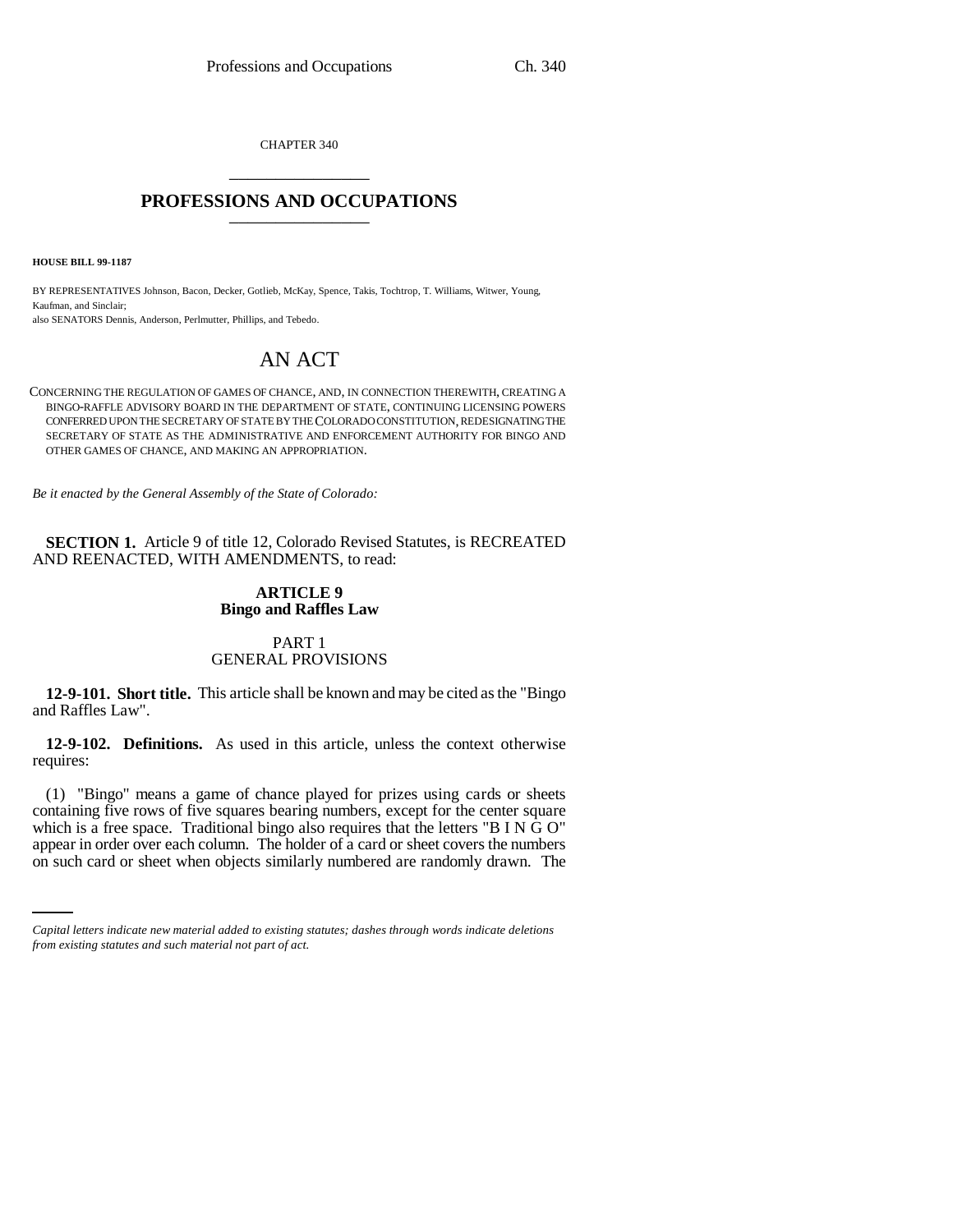CHAPTER 340

# PROFESSIONS AND OCCUPATIONS

**HOUSE BILL 99-1187**

BY REPRESENTATIVES Johnson, Bacon, Decker, Gotlieb, McKay, Spence, Takis, Tochtrop, T. Williams, Witwer, Young, Kaufman, and Sinclair;
also SENATORS Dennis, Anderson, Perlmutter, Phillips, and Tebedo.

# AN ACT

CONCERNING THE REGULATION OF GAMES OF CHANCE, AND, IN CONNECTION THEREWITH, CREATING A BINGO-RAFFLE ADVISORY BOARD IN THE DEPARTMENT OF STATE, CONTINUING LICENSING POWERS CONFERRED UPON THE SECRETARY OF STATE BY THE COLORADO CONSTITUTION, REDESIGNATING THE SECRETARY OF STATE AS THE ADMINISTRATIVE AND ENFORCEMENT AUTHORITY FOR BINGO AND OTHER GAMES OF CHANCE, AND MAKING AN APPROPRIATION.

*Be it enacted by the General Assembly of the State of Colorado:*

**SECTION 1.** Article 9 of title 12, Colorado Revised Statutes, is RECREATED AND REENACTED, WITH AMENDMENTS, to read:

## ARTICLE 9
## Bingo and Raffles Law

### PART 1
### GENERAL PROVISIONS

**12-9-101. Short title.** This article shall be known and may be cited as the "Bingo and Raffles Law".

**12-9-102. Definitions.** As used in this article, unless the context otherwise requires:

(1) "Bingo" means a game of chance played for prizes using cards or sheets containing five rows of five squares bearing numbers, except for the center square which is a free space. Traditional bingo also requires that the letters "B I N G O" appear in order over each column. The holder of a card or sheet covers the numbers on such card or sheet when objects similarly numbered are randomly drawn. The

*Capital letters indicate new material added to existing statutes; dashes through words indicate deletions from existing statutes and such material not part of act.*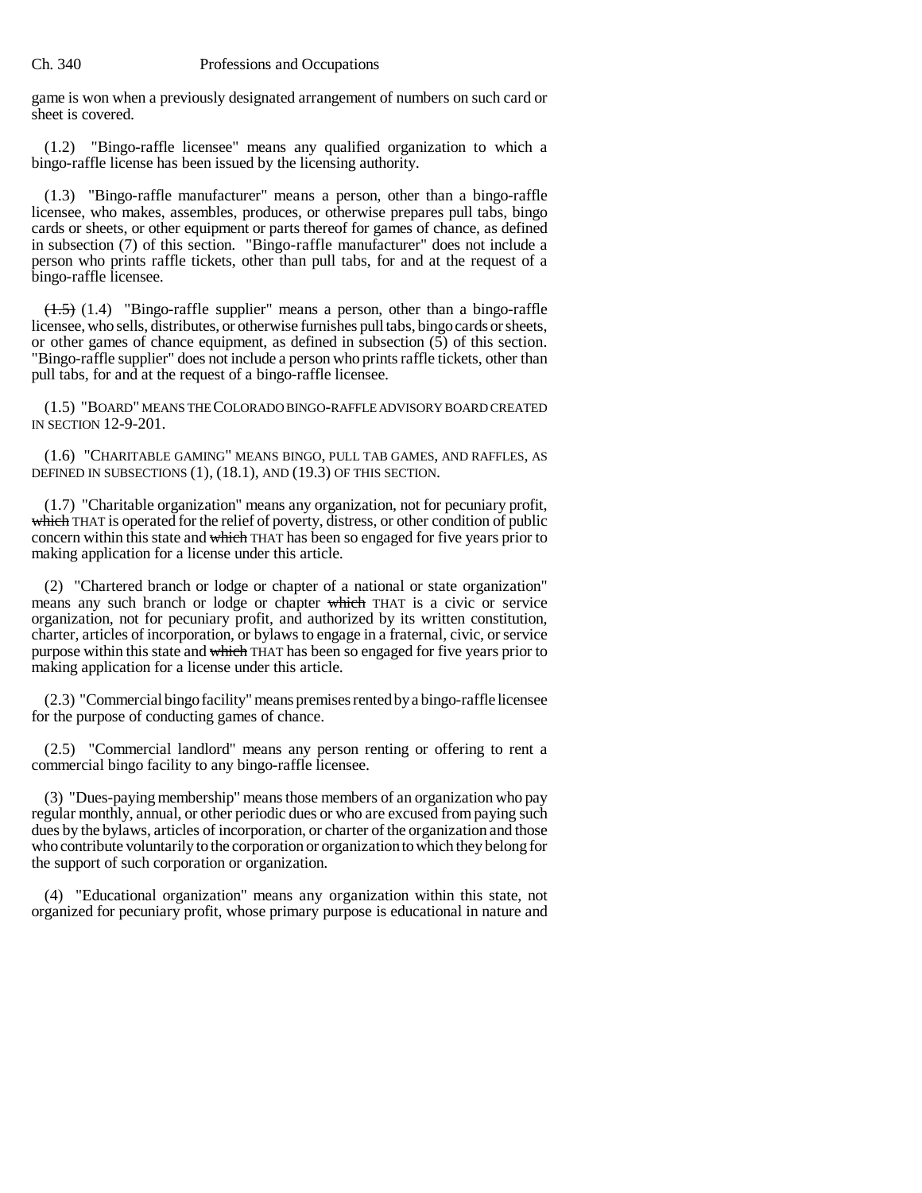game is won when a previously designated arrangement of numbers on such card or sheet is covered.

(1.2) "Bingo-raffle licensee" means any qualified organization to which a bingo-raffle license has been issued by the licensing authority.

(1.3) "Bingo-raffle manufacturer" means a person, other than a bingo-raffle licensee, who makes, assembles, produces, or otherwise prepares pull tabs, bingo cards or sheets, or other equipment or parts thereof for games of chance, as defined in subsection (7) of this section. "Bingo-raffle manufacturer" does not include a person who prints raffle tickets, other than pull tabs, for and at the request of a bingo-raffle licensee.

~~(1.5)~~ (1.4) "Bingo-raffle supplier" means a person, other than a bingo-raffle licensee, who sells, distributes, or otherwise furnishes pull tabs, bingo cards or sheets, or other games of chance equipment, as defined in subsection (5) of this section. "Bingo-raffle supplier" does not include a person who prints raffle tickets, other than pull tabs, for and at the request of a bingo-raffle licensee.

(1.5) "BOARD" MEANS THE COLORADO BINGO-RAFFLE ADVISORY BOARD CREATED IN SECTION 12-9-201.

(1.6) "CHARITABLE GAMING" MEANS BINGO, PULL TAB GAMES, AND RAFFLES, AS DEFINED IN SUBSECTIONS (1), (18.1), AND (19.3) OF THIS SECTION.

(1.7) "Charitable organization" means any organization, not for pecuniary profit, ~~which~~ THAT is operated for the relief of poverty, distress, or other condition of public concern within this state and ~~which~~ THAT has been so engaged for five years prior to making application for a license under this article.

(2) "Chartered branch or lodge or chapter of a national or state organization" means any such branch or lodge or chapter ~~which~~ THAT is a civic or service organization, not for pecuniary profit, and authorized by its written constitution, charter, articles of incorporation, or bylaws to engage in a fraternal, civic, or service purpose within this state and ~~which~~ THAT has been so engaged for five years prior to making application for a license under this article.

(2.3) "Commercial bingo facility" means premises rented by a bingo-raffle licensee for the purpose of conducting games of chance.

(2.5) "Commercial landlord" means any person renting or offering to rent a commercial bingo facility to any bingo-raffle licensee.

(3) "Dues-paying membership" means those members of an organization who pay regular monthly, annual, or other periodic dues or who are excused from paying such dues by the bylaws, articles of incorporation, or charter of the organization and those who contribute voluntarily to the corporation or organization to which they belong for the support of such corporation or organization.

(4) "Educational organization" means any organization within this state, not organized for pecuniary profit, whose primary purpose is educational in nature and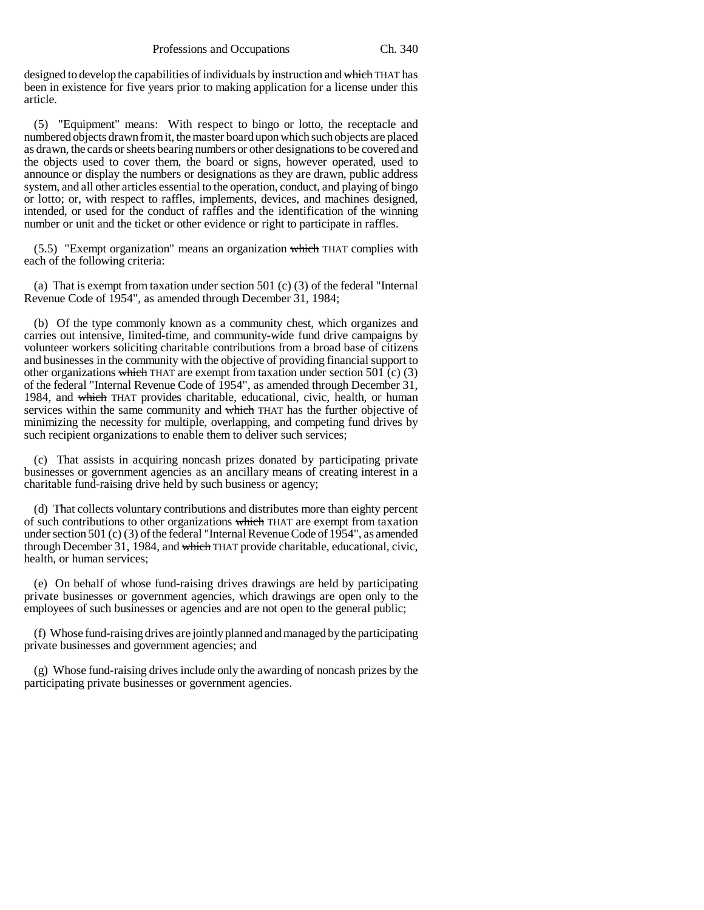designed to develop the capabilities of individuals by instruction and ~~which~~ THAT has been in existence for five years prior to making application for a license under this article.

(5) "Equipment" means: With respect to bingo or lotto, the receptacle and numbered objects drawn from it, the master board upon which such objects are placed as drawn, the cards or sheets bearing numbers or other designations to be covered and the objects used to cover them, the board or signs, however operated, used to announce or display the numbers or designations as they are drawn, public address system, and all other articles essential to the operation, conduct, and playing of bingo or lotto; or, with respect to raffles, implements, devices, and machines designed, intended, or used for the conduct of raffles and the identification of the winning number or unit and the ticket or other evidence or right to participate in raffles.

(5.5) "Exempt organization" means an organization ~~which~~ THAT complies with each of the following criteria:

(a) That is exempt from taxation under section 501 (c) (3) of the federal "Internal Revenue Code of 1954", as amended through December 31, 1984;

(b) Of the type commonly known as a community chest, which organizes and carries out intensive, limited-time, and community-wide fund drive campaigns by volunteer workers soliciting charitable contributions from a broad base of citizens and businesses in the community with the objective of providing financial support to other organizations ~~which~~ THAT are exempt from taxation under section 501 (c) (3) of the federal "Internal Revenue Code of 1954", as amended through December 31, 1984, and ~~which~~ THAT provides charitable, educational, civic, health, or human services within the same community and ~~which~~ THAT has the further objective of minimizing the necessity for multiple, overlapping, and competing fund drives by such recipient organizations to enable them to deliver such services;

(c) That assists in acquiring noncash prizes donated by participating private businesses or government agencies as an ancillary means of creating interest in a charitable fund-raising drive held by such business or agency;

(d) That collects voluntary contributions and distributes more than eighty percent of such contributions to other organizations ~~which~~ THAT are exempt from taxation under section 501 (c) (3) of the federal "Internal Revenue Code of 1954", as amended through December 31, 1984, and ~~which~~ THAT provide charitable, educational, civic, health, or human services;

(e) On behalf of whose fund-raising drives drawings are held by participating private businesses or government agencies, which drawings are open only to the employees of such businesses or agencies and are not open to the general public;

(f) Whose fund-raising drives are jointly planned and managed by the participating private businesses and government agencies; and

(g) Whose fund-raising drives include only the awarding of noncash prizes by the participating private businesses or government agencies.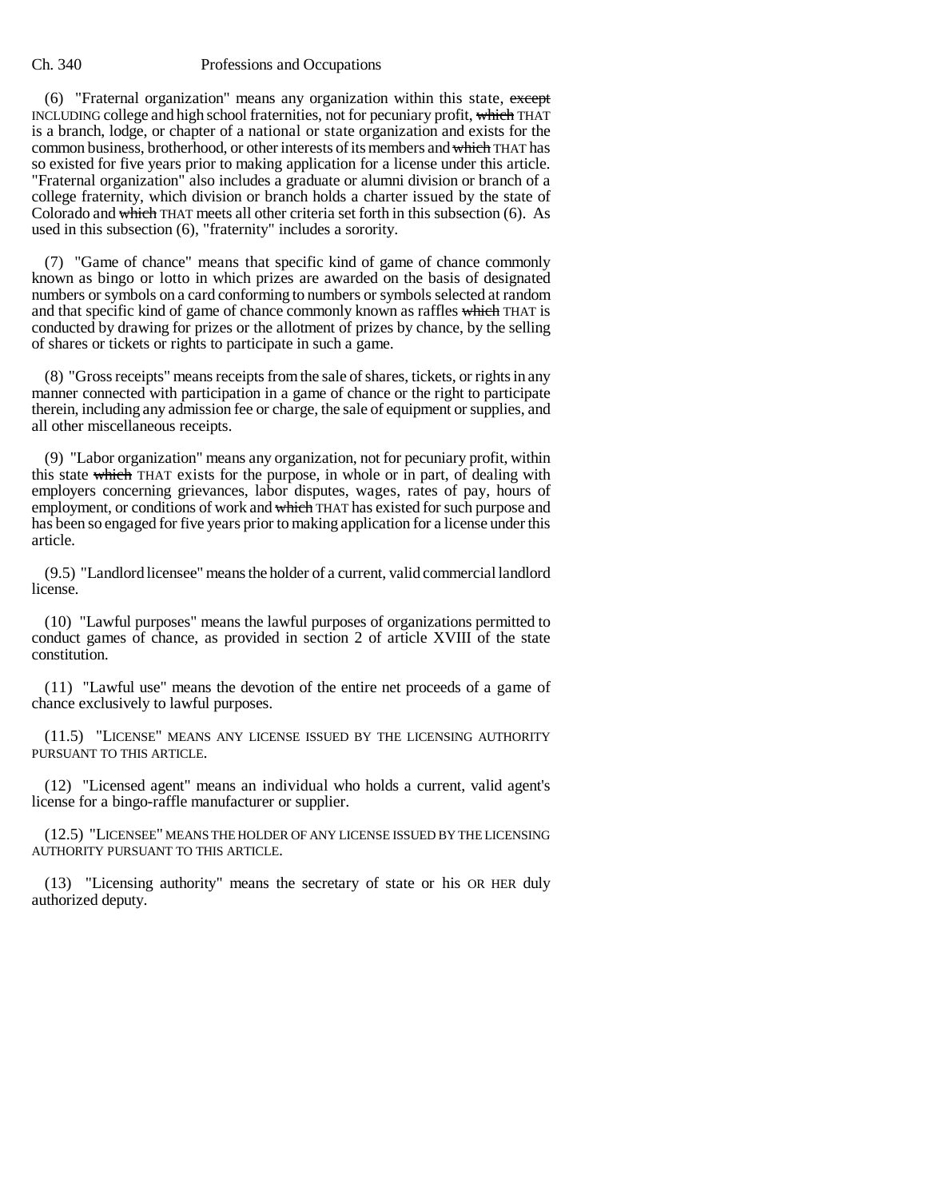(6) "Fraternal organization" means any organization within this state, ~~except~~ INCLUDING college and high school fraternities, not for pecuniary profit, ~~which~~ THAT is a branch, lodge, or chapter of a national or state organization and exists for the common business, brotherhood, or other interests of its members and ~~which~~ THAT has so existed for five years prior to making application for a license under this article. "Fraternal organization" also includes a graduate or alumni division or branch of a college fraternity, which division or branch holds a charter issued by the state of Colorado and ~~which~~ THAT meets all other criteria set forth in this subsection (6). As used in this subsection (6), "fraternity" includes a sorority.

(7) "Game of chance" means that specific kind of game of chance commonly known as bingo or lotto in which prizes are awarded on the basis of designated numbers or symbols on a card conforming to numbers or symbols selected at random and that specific kind of game of chance commonly known as raffles ~~which~~ THAT is conducted by drawing for prizes or the allotment of prizes by chance, by the selling of shares or tickets or rights to participate in such a game.

(8) "Gross receipts" means receipts from the sale of shares, tickets, or rights in any manner connected with participation in a game of chance or the right to participate therein, including any admission fee or charge, the sale of equipment or supplies, and all other miscellaneous receipts.

(9) "Labor organization" means any organization, not for pecuniary profit, within this state ~~which~~ THAT exists for the purpose, in whole or in part, of dealing with employers concerning grievances, labor disputes, wages, rates of pay, hours of employment, or conditions of work and ~~which~~ THAT has existed for such purpose and has been so engaged for five years prior to making application for a license under this article.

(9.5) "Landlord licensee" means the holder of a current, valid commercial landlord license.

(10) "Lawful purposes" means the lawful purposes of organizations permitted to conduct games of chance, as provided in section 2 of article XVIII of the state constitution.

(11) "Lawful use" means the devotion of the entire net proceeds of a game of chance exclusively to lawful purposes.

(11.5) "LICENSE" MEANS ANY LICENSE ISSUED BY THE LICENSING AUTHORITY PURSUANT TO THIS ARTICLE.

(12) "Licensed agent" means an individual who holds a current, valid agent's license for a bingo-raffle manufacturer or supplier.

(12.5) "LICENSEE" MEANS THE HOLDER OF ANY LICENSE ISSUED BY THE LICENSING AUTHORITY PURSUANT TO THIS ARTICLE.

(13) "Licensing authority" means the secretary of state or his OR HER duly authorized deputy.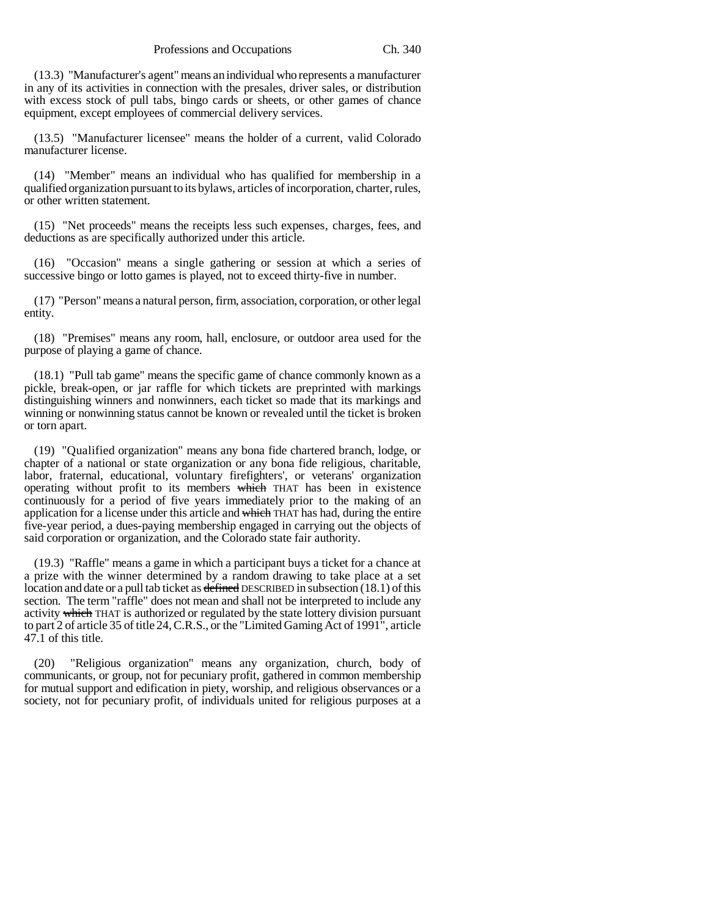(13.3) "Manufacturer's agent" means an individual who represents a manufacturer in any of its activities in connection with the presales, driver sales, or distribution with excess stock of pull tabs, bingo cards or sheets, or other games of chance equipment, except employees of commercial delivery services.

(13.5) "Manufacturer licensee" means the holder of a current, valid Colorado manufacturer license.

(14) "Member" means an individual who has qualified for membership in a qualified organization pursuant to its bylaws, articles of incorporation, charter, rules, or other written statement.

(15) "Net proceeds" means the receipts less such expenses, charges, fees, and deductions as are specifically authorized under this article.

(16) "Occasion" means a single gathering or session at which a series of successive bingo or lotto games is played, not to exceed thirty-five in number.

(17) "Person" means a natural person, firm, association, corporation, or other legal entity.

(18) "Premises" means any room, hall, enclosure, or outdoor area used for the purpose of playing a game of chance.

(18.1) "Pull tab game" means the specific game of chance commonly known as a pickle, break-open, or jar raffle for which tickets are preprinted with markings distinguishing winners and nonwinners, each ticket so made that its markings and winning or nonwinning status cannot be known or revealed until the ticket is broken or torn apart.

(19) "Qualified organization" means any bona fide chartered branch, lodge, or chapter of a national or state organization or any bona fide religious, charitable, labor, fraternal, educational, voluntary firefighters', or veterans' organization operating without profit to its members ~~which~~ THAT has been in existence continuously for a period of five years immediately prior to the making of an application for a license under this article and ~~which~~ THAT has had, during the entire five-year period, a dues-paying membership engaged in carrying out the objects of said corporation or organization, and the Colorado state fair authority.

(19.3) "Raffle" means a game in which a participant buys a ticket for a chance at a prize with the winner determined by a random drawing to take place at a set location and date or a pull tab ticket as ~~defined~~ DESCRIBED in subsection (18.1) of this section. The term "raffle" does not mean and shall not be interpreted to include any activity ~~which~~ THAT is authorized or regulated by the state lottery division pursuant to part 2 of article 35 of title 24, C.R.S., or the "Limited Gaming Act of 1991", article 47.1 of this title.

(20) "Religious organization" means any organization, church, body of communicants, or group, not for pecuniary profit, gathered in common membership for mutual support and edification in piety, worship, and religious observances or a society, not for pecuniary profit, of individuals united for religious purposes at a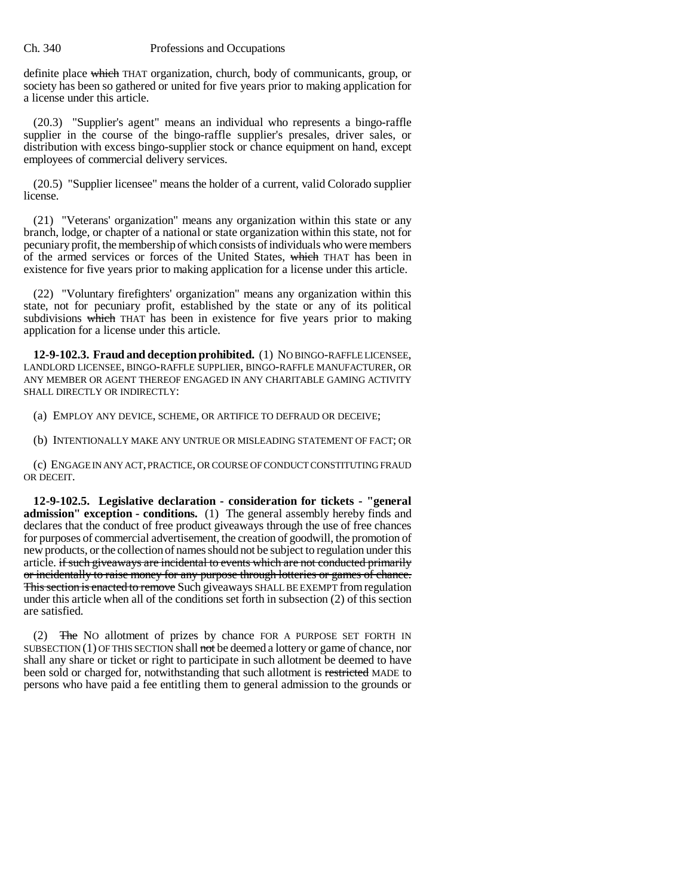definite place ~~which~~ THAT organization, church, body of communicants, group, or society has been so gathered or united for five years prior to making application for a license under this article.

(20.3) "Supplier's agent" means an individual who represents a bingo-raffle supplier in the course of the bingo-raffle supplier's presales, driver sales, or distribution with excess bingo-supplier stock or chance equipment on hand, except employees of commercial delivery services.

(20.5) "Supplier licensee" means the holder of a current, valid Colorado supplier license.

(21) "Veterans' organization" means any organization within this state or any branch, lodge, or chapter of a national or state organization within this state, not for pecuniary profit, the membership of which consists of individuals who were members of the armed services or forces of the United States, ~~which~~ THAT has been in existence for five years prior to making application for a license under this article.

(22) "Voluntary firefighters' organization" means any organization within this state, not for pecuniary profit, established by the state or any of its political subdivisions ~~which~~ THAT has been in existence for five years prior to making application for a license under this article.

**12-9-102.3. Fraud and deception prohibited.** (1) NO BINGO-RAFFLE LICENSEE, LANDLORD LICENSEE, BINGO-RAFFLE SUPPLIER, BINGO-RAFFLE MANUFACTURER, OR ANY MEMBER OR AGENT THEREOF ENGAGED IN ANY CHARITABLE GAMING ACTIVITY SHALL DIRECTLY OR INDIRECTLY:

(a) EMPLOY ANY DEVICE, SCHEME, OR ARTIFICE TO DEFRAUD OR DECEIVE;

(b) INTENTIONALLY MAKE ANY UNTRUE OR MISLEADING STATEMENT OF FACT; OR

(c) ENGAGE IN ANY ACT, PRACTICE, OR COURSE OF CONDUCT CONSTITUTING FRAUD OR DECEIT.

**12-9-102.5. Legislative declaration - consideration for tickets - "general admission" exception - conditions.** (1) The general assembly hereby finds and declares that the conduct of free product giveaways through the use of free chances for purposes of commercial advertisement, the creation of goodwill, the promotion of new products, or the collection of names should not be subject to regulation under this article. ~~if such giveaways are incidental to events which are not conducted primarily or incidentally to raise money for any purpose through lotteries or games of chance. This section is enacted to remove~~ Such giveaways SHALL BE EXEMPT from regulation under this article when all of the conditions set forth in subsection (2) of this section are satisfied.

(2) ~~The~~ NO allotment of prizes by chance FOR A PURPOSE SET FORTH IN SUBSECTION (1) OF THIS SECTION shall ~~not~~ be deemed a lottery or game of chance, nor shall any share or ticket or right to participate in such allotment be deemed to have been sold or charged for, notwithstanding that such allotment is ~~restricted~~ MADE to persons who have paid a fee entitling them to general admission to the grounds or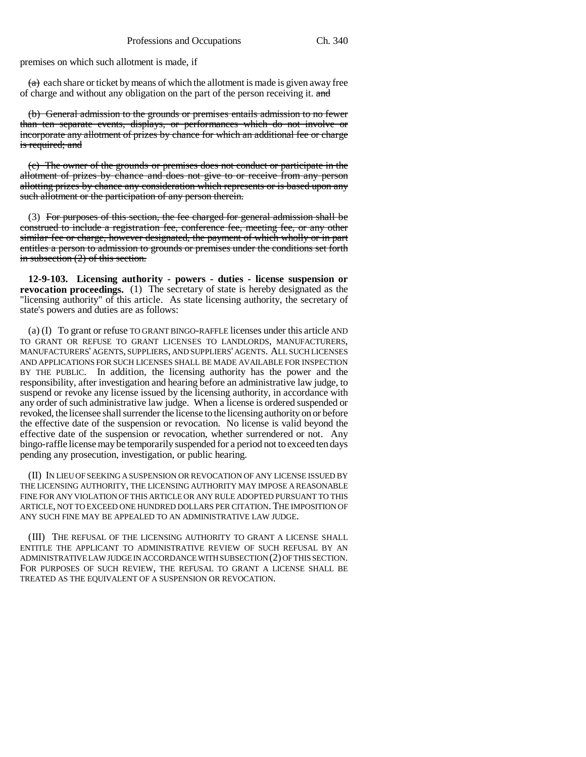premises on which such allotment is made, if

~~(a)~~ each share or ticket by means of which the allotment is made is given away free of charge and without any obligation on the part of the person receiving it. ~~and~~

~~(b) General admission to the grounds or premises entails admission to no fewer than ten separate events, displays, or performances which do not involve or incorporate any allotment of prizes by chance for which an additional fee or charge is required; and~~

~~(c) The owner of the grounds or premises does not conduct or participate in the allotment of prizes by chance and does not give to or receive from any person allotting prizes by chance any consideration which represents or is based upon any such allotment or the participation of any person therein.~~

(3) ~~For purposes of this section, the fee charged for general admission shall be construed to include a registration fee, conference fee, meeting fee, or any other similar fee or charge, however designated, the payment of which wholly or in part entitles a person to admission to grounds or premises under the conditions set forth in subsection (2) of this section.~~

**12-9-103. Licensing authority - powers - duties - license suspension or revocation proceedings.** (1) The secretary of state is hereby designated as the "licensing authority" of this article. As state licensing authority, the secretary of state's powers and duties are as follows:

(a) (I) To grant or refuse TO GRANT BINGO-RAFFLE licenses under this article AND TO GRANT OR REFUSE TO GRANT LICENSES TO LANDLORDS, MANUFACTURERS, MANUFACTURERS' AGENTS, SUPPLIERS, AND SUPPLIERS' AGENTS. ALL SUCH LICENSES AND APPLICATIONS FOR SUCH LICENSES SHALL BE MADE AVAILABLE FOR INSPECTION BY THE PUBLIC. In addition, the licensing authority has the power and the responsibility, after investigation and hearing before an administrative law judge, to suspend or revoke any license issued by the licensing authority, in accordance with any order of such administrative law judge. When a license is ordered suspended or revoked, the licensee shall surrender the license to the licensing authority on or before the effective date of the suspension or revocation. No license is valid beyond the effective date of the suspension or revocation, whether surrendered or not. Any bingo-raffle license may be temporarily suspended for a period not to exceed ten days pending any prosecution, investigation, or public hearing.

(II) IN LIEU OF SEEKING A SUSPENSION OR REVOCATION OF ANY LICENSE ISSUED BY THE LICENSING AUTHORITY, THE LICENSING AUTHORITY MAY IMPOSE A REASONABLE FINE FOR ANY VIOLATION OF THIS ARTICLE OR ANY RULE ADOPTED PURSUANT TO THIS ARTICLE, NOT TO EXCEED ONE HUNDRED DOLLARS PER CITATION. THE IMPOSITION OF ANY SUCH FINE MAY BE APPEALED TO AN ADMINISTRATIVE LAW JUDGE.

(III) THE REFUSAL OF THE LICENSING AUTHORITY TO GRANT A LICENSE SHALL ENTITLE THE APPLICANT TO ADMINISTRATIVE REVIEW OF SUCH REFUSAL BY AN ADMINISTRATIVE LAW JUDGE IN ACCORDANCE WITH SUBSECTION (2) OF THIS SECTION. FOR PURPOSES OF SUCH REVIEW, THE REFUSAL TO GRANT A LICENSE SHALL BE TREATED AS THE EQUIVALENT OF A SUSPENSION OR REVOCATION.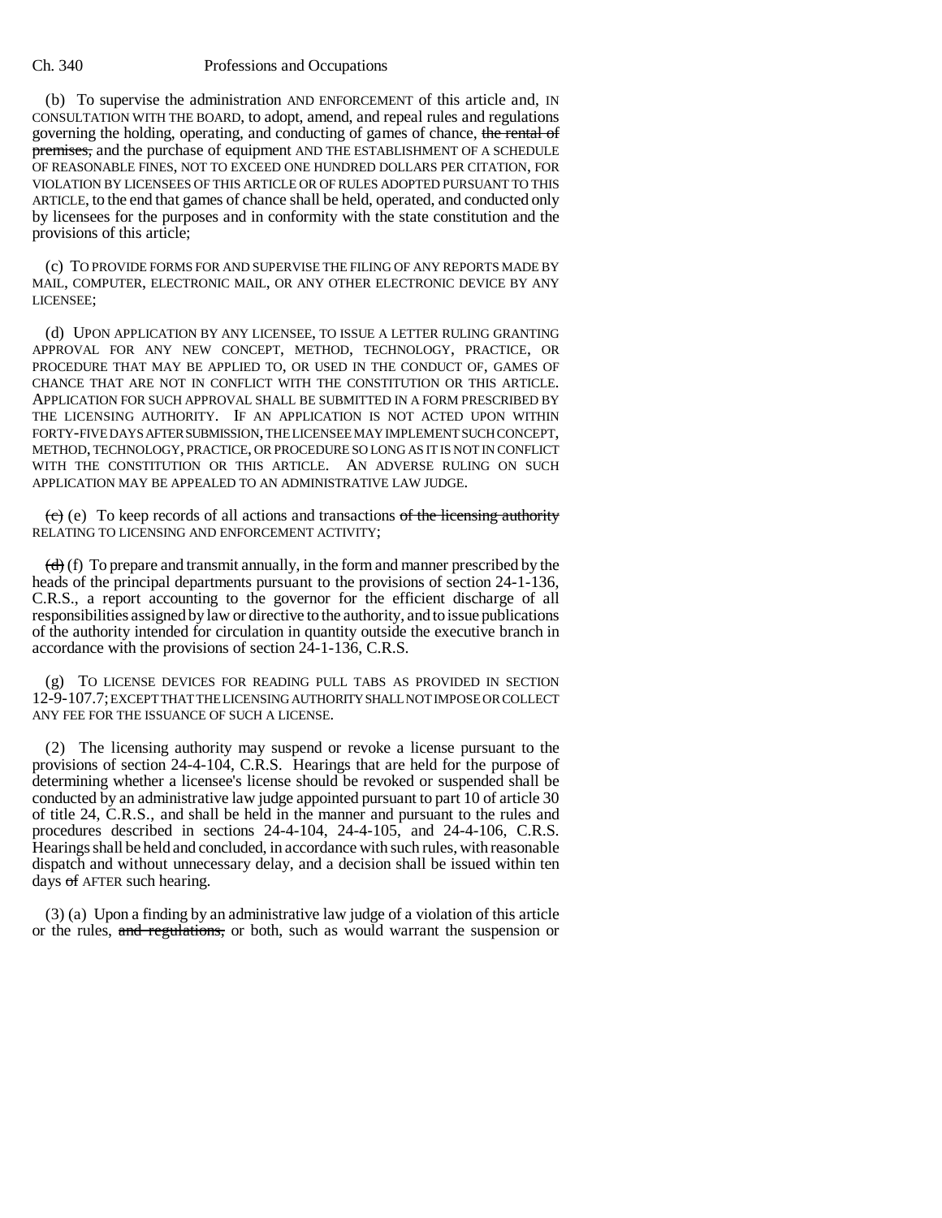(b) To supervise the administration AND ENFORCEMENT of this article and, IN CONSULTATION WITH THE BOARD, to adopt, amend, and repeal rules and regulations governing the holding, operating, and conducting of games of chance, ~~the rental of premises,~~ and the purchase of equipment AND THE ESTABLISHMENT OF A SCHEDULE OF REASONABLE FINES, NOT TO EXCEED ONE HUNDRED DOLLARS PER CITATION, FOR VIOLATION BY LICENSEES OF THIS ARTICLE OR OF RULES ADOPTED PURSUANT TO THIS ARTICLE, to the end that games of chance shall be held, operated, and conducted only by licensees for the purposes and in conformity with the state constitution and the provisions of this article;

(c) TO PROVIDE FORMS FOR AND SUPERVISE THE FILING OF ANY REPORTS MADE BY MAIL, COMPUTER, ELECTRONIC MAIL, OR ANY OTHER ELECTRONIC DEVICE BY ANY LICENSEE;

(d) UPON APPLICATION BY ANY LICENSEE, TO ISSUE A LETTER RULING GRANTING APPROVAL FOR ANY NEW CONCEPT, METHOD, TECHNOLOGY, PRACTICE, OR PROCEDURE THAT MAY BE APPLIED TO, OR USED IN THE CONDUCT OF, GAMES OF CHANCE THAT ARE NOT IN CONFLICT WITH THE CONSTITUTION OR THIS ARTICLE. APPLICATION FOR SUCH APPROVAL SHALL BE SUBMITTED IN A FORM PRESCRIBED BY THE LICENSING AUTHORITY. IF AN APPLICATION IS NOT ACTED UPON WITHIN FORTY-FIVE DAYS AFTER SUBMISSION, THE LICENSEE MAY IMPLEMENT SUCH CONCEPT, METHOD, TECHNOLOGY, PRACTICE, OR PROCEDURE SO LONG AS IT IS NOT IN CONFLICT WITH THE CONSTITUTION OR THIS ARTICLE. AN ADVERSE RULING ON SUCH APPLICATION MAY BE APPEALED TO AN ADMINISTRATIVE LAW JUDGE.

~~(c)~~ (e) To keep records of all actions and transactions ~~of the licensing authority~~ RELATING TO LICENSING AND ENFORCEMENT ACTIVITY;

~~(d)~~ (f) To prepare and transmit annually, in the form and manner prescribed by the heads of the principal departments pursuant to the provisions of section 24-1-136, C.R.S., a report accounting to the governor for the efficient discharge of all responsibilities assigned by law or directive to the authority, and to issue publications of the authority intended for circulation in quantity outside the executive branch in accordance with the provisions of section 24-1-136, C.R.S.

(g) TO LICENSE DEVICES FOR READING PULL TABS AS PROVIDED IN SECTION 12-9-107.7; EXCEPT THAT THE LICENSING AUTHORITY SHALL NOT IMPOSE OR COLLECT ANY FEE FOR THE ISSUANCE OF SUCH A LICENSE.

(2) The licensing authority may suspend or revoke a license pursuant to the provisions of section 24-4-104, C.R.S. Hearings that are held for the purpose of determining whether a licensee's license should be revoked or suspended shall be conducted by an administrative law judge appointed pursuant to part 10 of article 30 of title 24, C.R.S., and shall be held in the manner and pursuant to the rules and procedures described in sections 24-4-104, 24-4-105, and 24-4-106, C.R.S. Hearings shall be held and concluded, in accordance with such rules, with reasonable dispatch and without unnecessary delay, and a decision shall be issued within ten days ~~of~~ AFTER such hearing.

(3) (a) Upon a finding by an administrative law judge of a violation of this article or the rules, ~~and regulations,~~ or both, such as would warrant the suspension or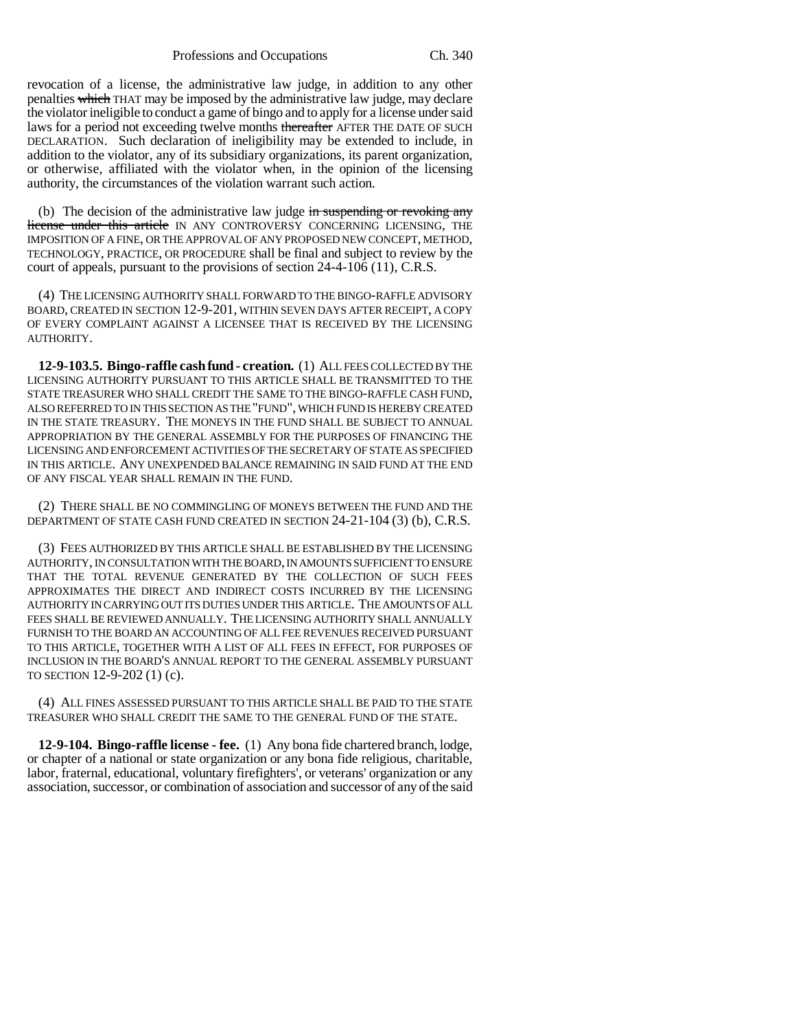revocation of a license, the administrative law judge, in addition to any other penalties ~~which~~ THAT may be imposed by the administrative law judge, may declare the violator ineligible to conduct a game of bingo and to apply for a license under said laws for a period not exceeding twelve months ~~thereafter~~ AFTER THE DATE OF SUCH DECLARATION. Such declaration of ineligibility may be extended to include, in addition to the violator, any of its subsidiary organizations, its parent organization, or otherwise, affiliated with the violator when, in the opinion of the licensing authority, the circumstances of the violation warrant such action.

(b) The decision of the administrative law judge ~~in suspending or revoking any license under this article~~ IN ANY CONTROVERSY CONCERNING LICENSING, THE IMPOSITION OF A FINE, OR THE APPROVAL OF ANY PROPOSED NEW CONCEPT, METHOD, TECHNOLOGY, PRACTICE, OR PROCEDURE shall be final and subject to review by the court of appeals, pursuant to the provisions of section 24-4-106 (11), C.R.S.

(4) THE LICENSING AUTHORITY SHALL FORWARD TO THE BINGO-RAFFLE ADVISORY BOARD, CREATED IN SECTION 12-9-201, WITHIN SEVEN DAYS AFTER RECEIPT, A COPY OF EVERY COMPLAINT AGAINST A LICENSEE THAT IS RECEIVED BY THE LICENSING AUTHORITY.

**12-9-103.5. Bingo-raffle cash fund - creation.** (1) ALL FEES COLLECTED BY THE LICENSING AUTHORITY PURSUANT TO THIS ARTICLE SHALL BE TRANSMITTED TO THE STATE TREASURER WHO SHALL CREDIT THE SAME TO THE BINGO-RAFFLE CASH FUND, ALSO REFERRED TO IN THIS SECTION AS THE "FUND", WHICH FUND IS HEREBY CREATED IN THE STATE TREASURY. THE MONEYS IN THE FUND SHALL BE SUBJECT TO ANNUAL APPROPRIATION BY THE GENERAL ASSEMBLY FOR THE PURPOSES OF FINANCING THE LICENSING AND ENFORCEMENT ACTIVITIES OF THE SECRETARY OF STATE AS SPECIFIED IN THIS ARTICLE. ANY UNEXPENDED BALANCE REMAINING IN SAID FUND AT THE END OF ANY FISCAL YEAR SHALL REMAIN IN THE FUND.

(2) THERE SHALL BE NO COMMINGLING OF MONEYS BETWEEN THE FUND AND THE DEPARTMENT OF STATE CASH FUND CREATED IN SECTION 24-21-104 (3) (b), C.R.S.

(3) FEES AUTHORIZED BY THIS ARTICLE SHALL BE ESTABLISHED BY THE LICENSING AUTHORITY, IN CONSULTATION WITH THE BOARD, IN AMOUNTS SUFFICIENT TO ENSURE THAT THE TOTAL REVENUE GENERATED BY THE COLLECTION OF SUCH FEES APPROXIMATES THE DIRECT AND INDIRECT COSTS INCURRED BY THE LICENSING AUTHORITY IN CARRYING OUT ITS DUTIES UNDER THIS ARTICLE. THE AMOUNTS OF ALL FEES SHALL BE REVIEWED ANNUALLY. THE LICENSING AUTHORITY SHALL ANNUALLY FURNISH TO THE BOARD AN ACCOUNTING OF ALL FEE REVENUES RECEIVED PURSUANT TO THIS ARTICLE, TOGETHER WITH A LIST OF ALL FEES IN EFFECT, FOR PURPOSES OF INCLUSION IN THE BOARD'S ANNUAL REPORT TO THE GENERAL ASSEMBLY PURSUANT TO SECTION 12-9-202 (1) (c).

(4) ALL FINES ASSESSED PURSUANT TO THIS ARTICLE SHALL BE PAID TO THE STATE TREASURER WHO SHALL CREDIT THE SAME TO THE GENERAL FUND OF THE STATE.

**12-9-104. Bingo-raffle license - fee.** (1) Any bona fide chartered branch, lodge, or chapter of a national or state organization or any bona fide religious, charitable, labor, fraternal, educational, voluntary firefighters', or veterans' organization or any association, successor, or combination of association and successor of any of the said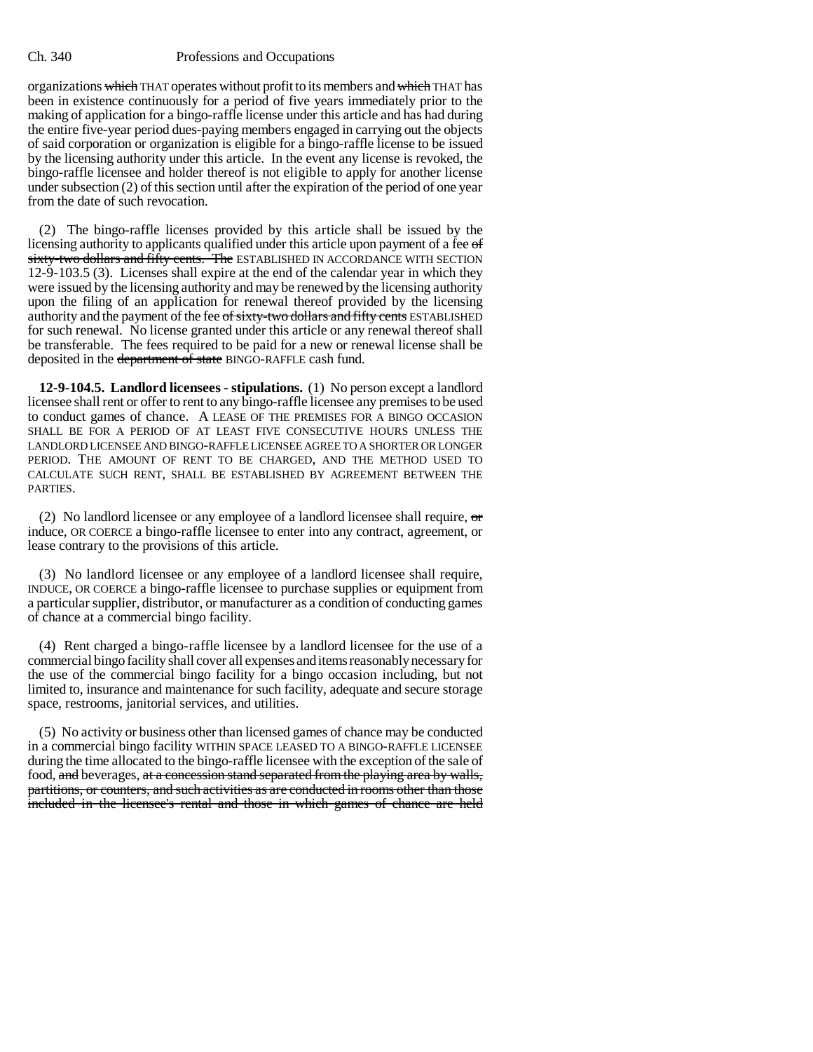organizations ~~which~~ THAT operates without profit to its members and ~~which~~ THAT has been in existence continuously for a period of five years immediately prior to the making of application for a bingo-raffle license under this article and has had during the entire five-year period dues-paying members engaged in carrying out the objects of said corporation or organization is eligible for a bingo-raffle license to be issued by the licensing authority under this article. In the event any license is revoked, the bingo-raffle licensee and holder thereof is not eligible to apply for another license under subsection (2) of this section until after the expiration of the period of one year from the date of such revocation.

(2) The bingo-raffle licenses provided by this article shall be issued by the licensing authority to applicants qualified under this article upon payment of a fee ~~of sixty-two dollars and fifty cents. The~~ ESTABLISHED IN ACCORDANCE WITH SECTION 12-9-103.5 (3). Licenses shall expire at the end of the calendar year in which they were issued by the licensing authority and may be renewed by the licensing authority upon the filing of an application for renewal thereof provided by the licensing authority and the payment of the fee ~~of sixty-two dollars and fifty cents~~ ESTABLISHED for such renewal. No license granted under this article or any renewal thereof shall be transferable. The fees required to be paid for a new or renewal license shall be deposited in the ~~department of state~~ BINGO-RAFFLE cash fund.

**12-9-104.5. Landlord licensees - stipulations.** (1) No person except a landlord licensee shall rent or offer to rent to any bingo-raffle licensee any premises to be used to conduct games of chance. A LEASE OF THE PREMISES FOR A BINGO OCCASION SHALL BE FOR A PERIOD OF AT LEAST FIVE CONSECUTIVE HOURS UNLESS THE LANDLORD LICENSEE AND BINGO-RAFFLE LICENSEE AGREE TO A SHORTER OR LONGER PERIOD. THE AMOUNT OF RENT TO BE CHARGED, AND THE METHOD USED TO CALCULATE SUCH RENT, SHALL BE ESTABLISHED BY AGREEMENT BETWEEN THE PARTIES.

(2) No landlord licensee or any employee of a landlord licensee shall require, ~~or~~ induce, OR COERCE a bingo-raffle licensee to enter into any contract, agreement, or lease contrary to the provisions of this article.

(3) No landlord licensee or any employee of a landlord licensee shall require, INDUCE, OR COERCE a bingo-raffle licensee to purchase supplies or equipment from a particular supplier, distributor, or manufacturer as a condition of conducting games of chance at a commercial bingo facility.

(4) Rent charged a bingo-raffle licensee by a landlord licensee for the use of a commercial bingo facility shall cover all expenses and items reasonably necessary for the use of the commercial bingo facility for a bingo occasion including, but not limited to, insurance and maintenance for such facility, adequate and secure storage space, restrooms, janitorial services, and utilities.

(5) No activity or business other than licensed games of chance may be conducted in a commercial bingo facility WITHIN SPACE LEASED TO A BINGO-RAFFLE LICENSEE during the time allocated to the bingo-raffle licensee with the exception of the sale of food, ~~and~~ beverages, ~~at a concession stand separated from the playing area by walls, partitions, or counters, and such activities as are conducted in rooms other than those included in the licensee's rental and those in which games of chance are held~~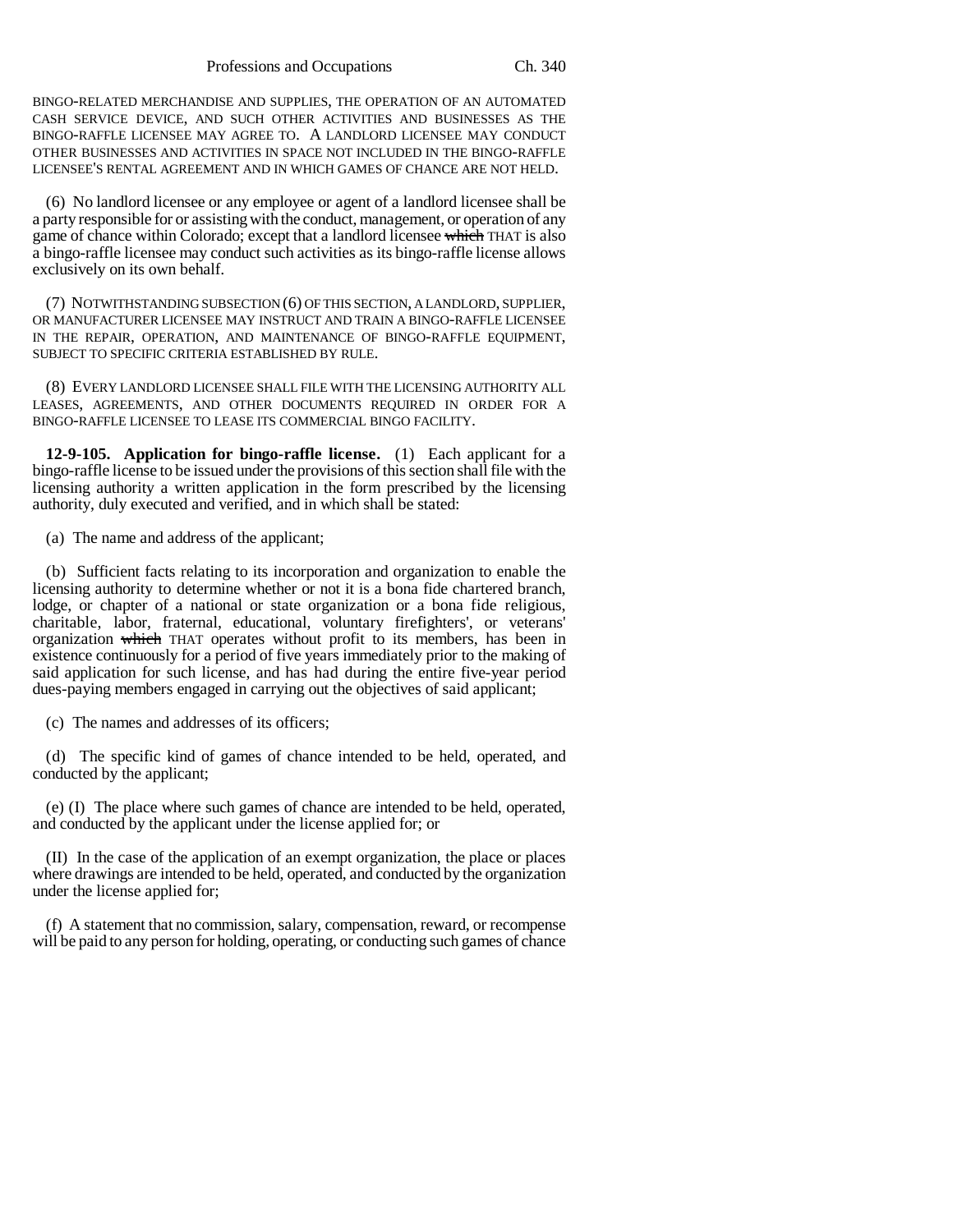BINGO-RELATED MERCHANDISE AND SUPPLIES, THE OPERATION OF AN AUTOMATED CASH SERVICE DEVICE, AND SUCH OTHER ACTIVITIES AND BUSINESSES AS THE BINGO-RAFFLE LICENSEE MAY AGREE TO. A LANDLORD LICENSEE MAY CONDUCT OTHER BUSINESSES AND ACTIVITIES IN SPACE NOT INCLUDED IN THE BINGO-RAFFLE LICENSEE'S RENTAL AGREEMENT AND IN WHICH GAMES OF CHANCE ARE NOT HELD.

(6) No landlord licensee or any employee or agent of a landlord licensee shall be a party responsible for or assisting with the conduct, management, or operation of any game of chance within Colorado; except that a landlord licensee ~~which~~ THAT is also a bingo-raffle licensee may conduct such activities as its bingo-raffle license allows exclusively on its own behalf.

(7) NOTWITHSTANDING SUBSECTION (6) OF THIS SECTION, A LANDLORD, SUPPLIER, OR MANUFACTURER LICENSEE MAY INSTRUCT AND TRAIN A BINGO-RAFFLE LICENSEE IN THE REPAIR, OPERATION, AND MAINTENANCE OF BINGO-RAFFLE EQUIPMENT, SUBJECT TO SPECIFIC CRITERIA ESTABLISHED BY RULE.

(8) EVERY LANDLORD LICENSEE SHALL FILE WITH THE LICENSING AUTHORITY ALL LEASES, AGREEMENTS, AND OTHER DOCUMENTS REQUIRED IN ORDER FOR A BINGO-RAFFLE LICENSEE TO LEASE ITS COMMERCIAL BINGO FACILITY.

**12-9-105. Application for bingo-raffle license.** (1) Each applicant for a bingo-raffle license to be issued under the provisions of this section shall file with the licensing authority a written application in the form prescribed by the licensing authority, duly executed and verified, and in which shall be stated:

(a) The name and address of the applicant;

(b) Sufficient facts relating to its incorporation and organization to enable the licensing authority to determine whether or not it is a bona fide chartered branch, lodge, or chapter of a national or state organization or a bona fide religious, charitable, labor, fraternal, educational, voluntary firefighters', or veterans' organization ~~which~~ THAT operates without profit to its members, has been in existence continuously for a period of five years immediately prior to the making of said application for such license, and has had during the entire five-year period dues-paying members engaged in carrying out the objectives of said applicant;

(c) The names and addresses of its officers;

(d) The specific kind of games of chance intended to be held, operated, and conducted by the applicant;

(e) (I) The place where such games of chance are intended to be held, operated, and conducted by the applicant under the license applied for; or

(II) In the case of the application of an exempt organization, the place or places where drawings are intended to be held, operated, and conducted by the organization under the license applied for;

(f) A statement that no commission, salary, compensation, reward, or recompense will be paid to any person for holding, operating, or conducting such games of chance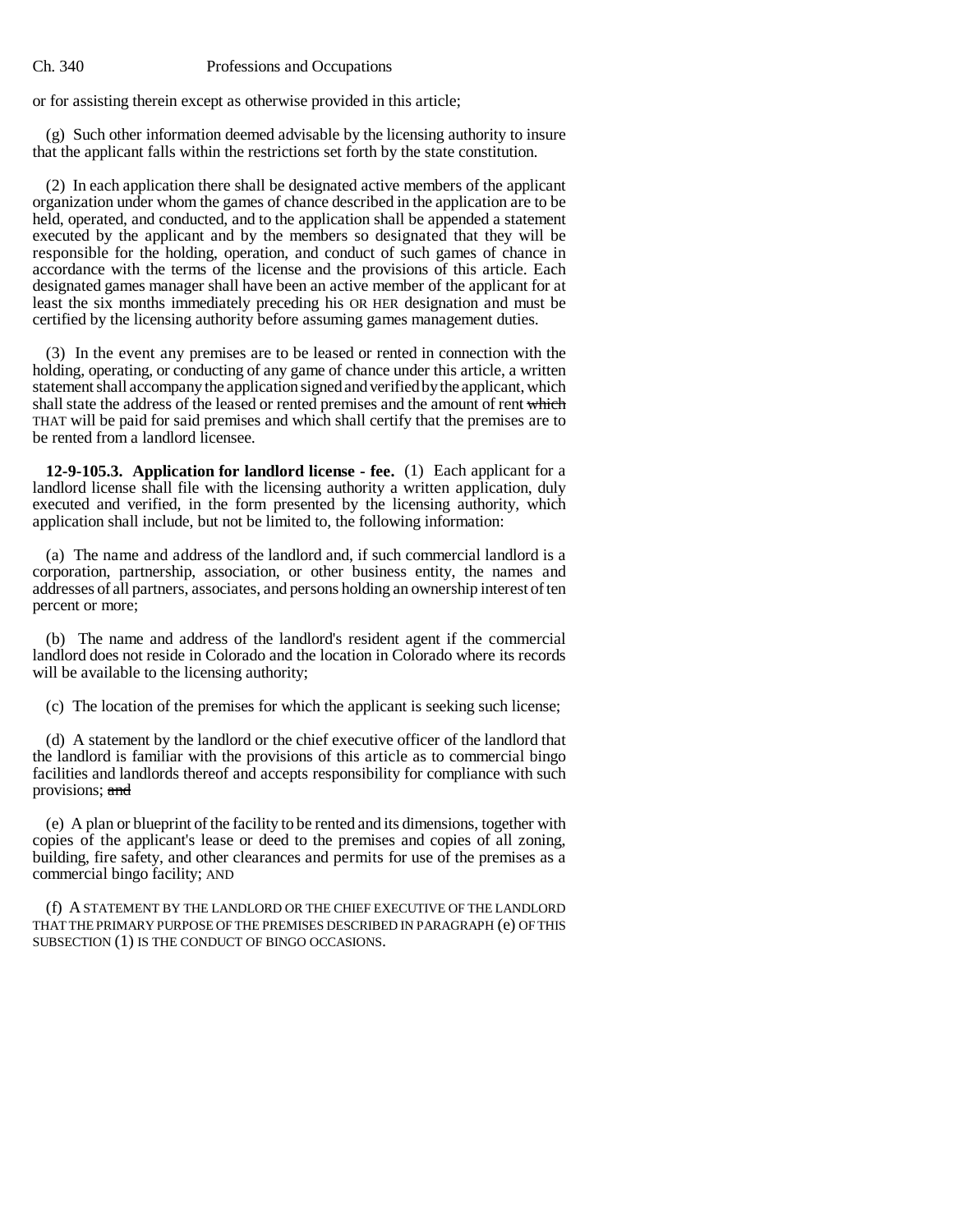or for assisting therein except as otherwise provided in this article;

(g) Such other information deemed advisable by the licensing authority to insure that the applicant falls within the restrictions set forth by the state constitution.

(2) In each application there shall be designated active members of the applicant organization under whom the games of chance described in the application are to be held, operated, and conducted, and to the application shall be appended a statement executed by the applicant and by the members so designated that they will be responsible for the holding, operation, and conduct of such games of chance in accordance with the terms of the license and the provisions of this article. Each designated games manager shall have been an active member of the applicant for at least the six months immediately preceding his OR HER designation and must be certified by the licensing authority before assuming games management duties.

(3) In the event any premises are to be leased or rented in connection with the holding, operating, or conducting of any game of chance under this article, a written statement shall accompany the application signed and verified by the applicant, which shall state the address of the leased or rented premises and the amount of rent ~~which~~ THAT will be paid for said premises and which shall certify that the premises are to be rented from a landlord licensee.

**12-9-105.3. Application for landlord license - fee.** (1) Each applicant for a landlord license shall file with the licensing authority a written application, duly executed and verified, in the form presented by the licensing authority, which application shall include, but not be limited to, the following information:

(a) The name and address of the landlord and, if such commercial landlord is a corporation, partnership, association, or other business entity, the names and addresses of all partners, associates, and persons holding an ownership interest of ten percent or more;

(b) The name and address of the landlord's resident agent if the commercial landlord does not reside in Colorado and the location in Colorado where its records will be available to the licensing authority;

(c) The location of the premises for which the applicant is seeking such license;

(d) A statement by the landlord or the chief executive officer of the landlord that the landlord is familiar with the provisions of this article as to commercial bingo facilities and landlords thereof and accepts responsibility for compliance with such provisions; ~~and~~

(e) A plan or blueprint of the facility to be rented and its dimensions, together with copies of the applicant's lease or deed to the premises and copies of all zoning, building, fire safety, and other clearances and permits for use of the premises as a commercial bingo facility; AND

(f) A STATEMENT BY THE LANDLORD OR THE CHIEF EXECUTIVE OF THE LANDLORD THAT THE PRIMARY PURPOSE OF THE PREMISES DESCRIBED IN PARAGRAPH (e) OF THIS SUBSECTION (1) IS THE CONDUCT OF BINGO OCCASIONS.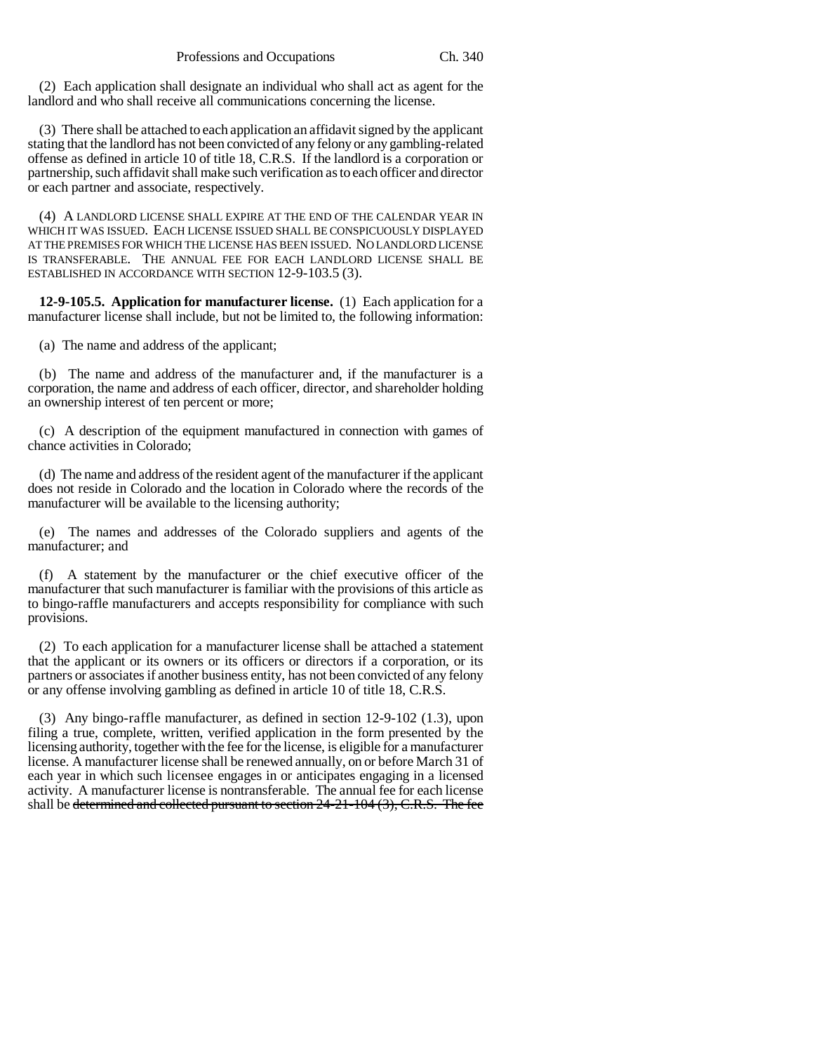(2) Each application shall designate an individual who shall act as agent for the landlord and who shall receive all communications concerning the license.

(3) There shall be attached to each application an affidavit signed by the applicant stating that the landlord has not been convicted of any felony or any gambling-related offense as defined in article 10 of title 18, C.R.S. If the landlord is a corporation or partnership, such affidavit shall make such verification as to each officer and director or each partner and associate, respectively.

(4) A LANDLORD LICENSE SHALL EXPIRE AT THE END OF THE CALENDAR YEAR IN WHICH IT WAS ISSUED. EACH LICENSE ISSUED SHALL BE CONSPICUOUSLY DISPLAYED AT THE PREMISES FOR WHICH THE LICENSE HAS BEEN ISSUED. NO LANDLORD LICENSE IS TRANSFERABLE. THE ANNUAL FEE FOR EACH LANDLORD LICENSE SHALL BE ESTABLISHED IN ACCORDANCE WITH SECTION 12-9-103.5 (3).

**12-9-105.5. Application for manufacturer license.** (1) Each application for a manufacturer license shall include, but not be limited to, the following information:

(a) The name and address of the applicant;

(b) The name and address of the manufacturer and, if the manufacturer is a corporation, the name and address of each officer, director, and shareholder holding an ownership interest of ten percent or more;

(c) A description of the equipment manufactured in connection with games of chance activities in Colorado;

(d) The name and address of the resident agent of the manufacturer if the applicant does not reside in Colorado and the location in Colorado where the records of the manufacturer will be available to the licensing authority;

(e) The names and addresses of the Colorado suppliers and agents of the manufacturer; and

(f) A statement by the manufacturer or the chief executive officer of the manufacturer that such manufacturer is familiar with the provisions of this article as to bingo-raffle manufacturers and accepts responsibility for compliance with such provisions.

(2) To each application for a manufacturer license shall be attached a statement that the applicant or its owners or its officers or directors if a corporation, or its partners or associates if another business entity, has not been convicted of any felony or any offense involving gambling as defined in article 10 of title 18, C.R.S.

(3) Any bingo-raffle manufacturer, as defined in section 12-9-102 (1.3), upon filing a true, complete, written, verified application in the form presented by the licensing authority, together with the fee for the license, is eligible for a manufacturer license. A manufacturer license shall be renewed annually, on or before March 31 of each year in which such licensee engages in or anticipates engaging in a licensed activity. A manufacturer license is nontransferable. The annual fee for each license shall be ~~determined and collected pursuant to section 24-21-104 (3), C.R.S. The fee~~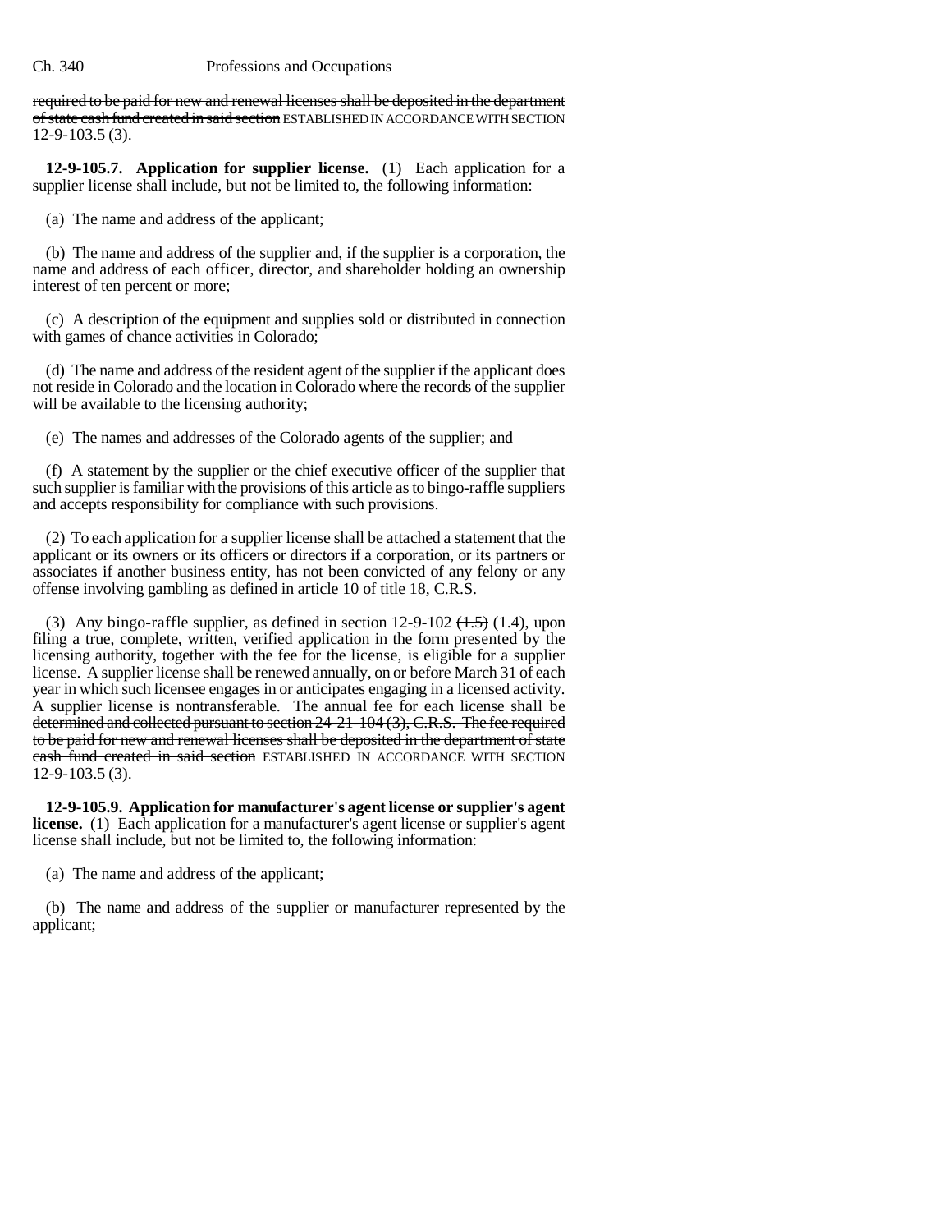required to be paid for new and renewal licenses shall be deposited in the department of state cash fund created in said section ESTABLISHED IN ACCORDANCE WITH SECTION 12-9-103.5 (3).

**12-9-105.7. Application for supplier license.** (1) Each application for a supplier license shall include, but not be limited to, the following information:

(a) The name and address of the applicant;

(b) The name and address of the supplier and, if the supplier is a corporation, the name and address of each officer, director, and shareholder holding an ownership interest of ten percent or more;

(c) A description of the equipment and supplies sold or distributed in connection with games of chance activities in Colorado;

(d) The name and address of the resident agent of the supplier if the applicant does not reside in Colorado and the location in Colorado where the records of the supplier will be available to the licensing authority;

(e) The names and addresses of the Colorado agents of the supplier; and

(f) A statement by the supplier or the chief executive officer of the supplier that such supplier is familiar with the provisions of this article as to bingo-raffle suppliers and accepts responsibility for compliance with such provisions.

(2) To each application for a supplier license shall be attached a statement that the applicant or its owners or its officers or directors if a corporation, or its partners or associates if another business entity, has not been convicted of any felony or any offense involving gambling as defined in article 10 of title 18, C.R.S.

(3) Any bingo-raffle supplier, as defined in section 12-9-102 (1.5) (1.4), upon filing a true, complete, written, verified application in the form presented by the licensing authority, together with the fee for the license, is eligible for a supplier license. A supplier license shall be renewed annually, on or before March 31 of each year in which such licensee engages in or anticipates engaging in a licensed activity. A supplier license is nontransferable. The annual fee for each license shall be determined and collected pursuant to section 24-21-104 (3), C.R.S. The fee required to be paid for new and renewal licenses shall be deposited in the department of state cash fund created in said section ESTABLISHED IN ACCORDANCE WITH SECTION 12-9-103.5 (3).

**12-9-105.9. Application for manufacturer's agent license or supplier's agent license.** (1) Each application for a manufacturer's agent license or supplier's agent license shall include, but not be limited to, the following information:

(a) The name and address of the applicant;

(b) The name and address of the supplier or manufacturer represented by the applicant;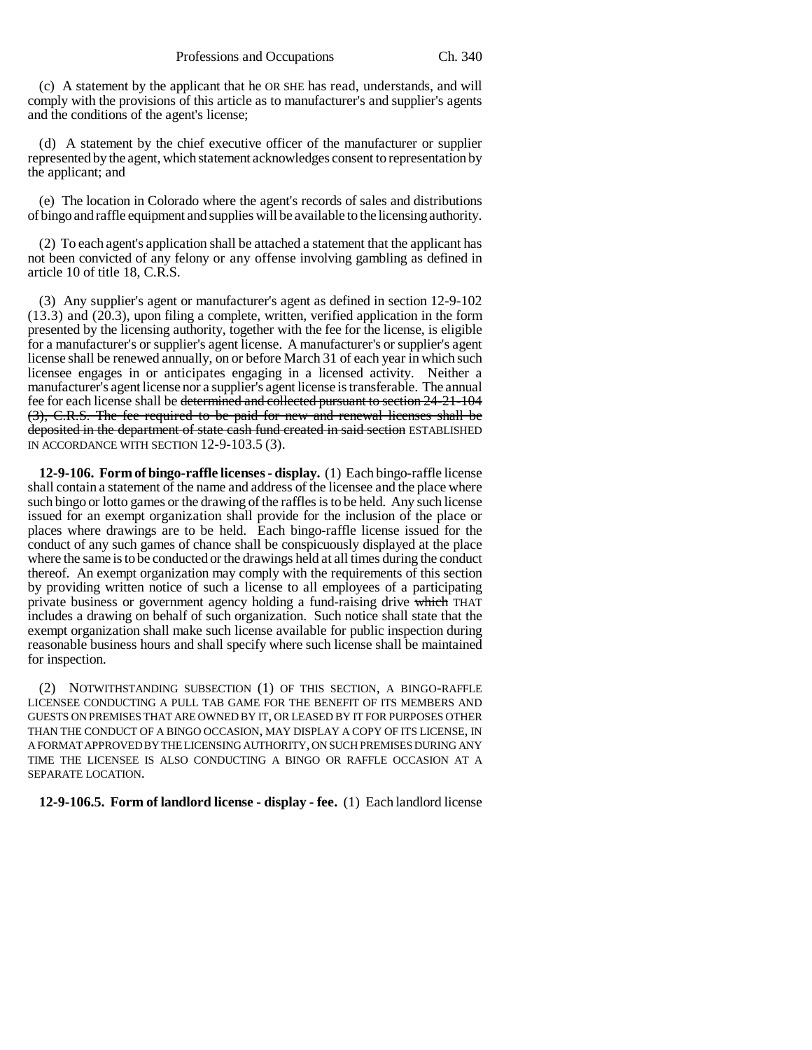(c) A statement by the applicant that he OR SHE has read, understands, and will comply with the provisions of this article as to manufacturer's and supplier's agents and the conditions of the agent's license;

(d) A statement by the chief executive officer of the manufacturer or supplier represented by the agent, which statement acknowledges consent to representation by the applicant; and

(e) The location in Colorado where the agent's records of sales and distributions of bingo and raffle equipment and supplies will be available to the licensing authority.

(2) To each agent's application shall be attached a statement that the applicant has not been convicted of any felony or any offense involving gambling as defined in article 10 of title 18, C.R.S.

(3) Any supplier's agent or manufacturer's agent as defined in section 12-9-102 (13.3) and (20.3), upon filing a complete, written, verified application in the form presented by the licensing authority, together with the fee for the license, is eligible for a manufacturer's or supplier's agent license. A manufacturer's or supplier's agent license shall be renewed annually, on or before March 31 of each year in which such licensee engages in or anticipates engaging in a licensed activity. Neither a manufacturer's agent license nor a supplier's agent license is transferable. The annual fee for each license shall be ~~determined and collected pursuant to section 24-21-104 (3), C.R.S. The fee required to be paid for new and renewal licenses shall be deposited in the department of state cash fund created in said section~~ ESTABLISHED IN ACCORDANCE WITH SECTION 12-9-103.5 (3).

**12-9-106. Form of bingo-raffle licenses - display.** (1) Each bingo-raffle license shall contain a statement of the name and address of the licensee and the place where such bingo or lotto games or the drawing of the raffles is to be held. Any such license issued for an exempt organization shall provide for the inclusion of the place or places where drawings are to be held. Each bingo-raffle license issued for the conduct of any such games of chance shall be conspicuously displayed at the place where the same is to be conducted or the drawings held at all times during the conduct thereof. An exempt organization may comply with the requirements of this section by providing written notice of such a license to all employees of a participating private business or government agency holding a fund-raising drive ~~which~~ THAT includes a drawing on behalf of such organization. Such notice shall state that the exempt organization shall make such license available for public inspection during reasonable business hours and shall specify where such license shall be maintained for inspection.

(2) NOTWITHSTANDING SUBSECTION (1) OF THIS SECTION, A BINGO-RAFFLE LICENSEE CONDUCTING A PULL TAB GAME FOR THE BENEFIT OF ITS MEMBERS AND GUESTS ON PREMISES THAT ARE OWNED BY IT, OR LEASED BY IT FOR PURPOSES OTHER THAN THE CONDUCT OF A BINGO OCCASION, MAY DISPLAY A COPY OF ITS LICENSE, IN A FORMAT APPROVED BY THE LICENSING AUTHORITY, ON SUCH PREMISES DURING ANY TIME THE LICENSEE IS ALSO CONDUCTING A BINGO OR RAFFLE OCCASION AT A SEPARATE LOCATION.

**12-9-106.5. Form of landlord license - display - fee.** (1) Each landlord license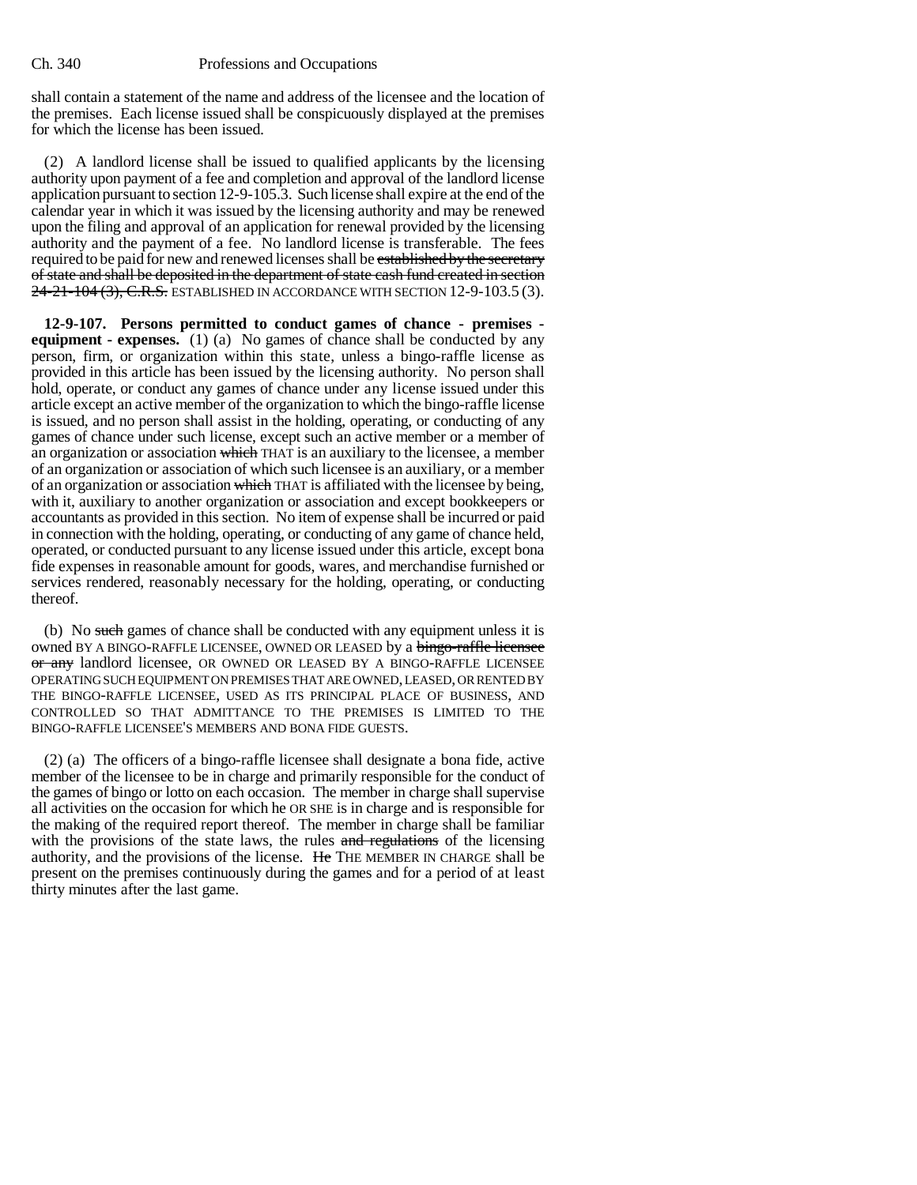shall contain a statement of the name and address of the licensee and the location of the premises. Each license issued shall be conspicuously displayed at the premises for which the license has been issued.

(2) A landlord license shall be issued to qualified applicants by the licensing authority upon payment of a fee and completion and approval of the landlord license application pursuant to section 12-9-105.3. Such license shall expire at the end of the calendar year in which it was issued by the licensing authority and may be renewed upon the filing and approval of an application for renewal provided by the licensing authority and the payment of a fee. No landlord license is transferable. The fees required to be paid for new and renewed licenses shall be ~~established by the secretary of state and shall be deposited in the department of state cash fund created in section 24-21-104 (3), C.R.S.~~ ESTABLISHED IN ACCORDANCE WITH SECTION 12-9-103.5 (3).

**12-9-107. Persons permitted to conduct games of chance - premises - equipment - expenses.** (1) (a) No games of chance shall be conducted by any person, firm, or organization within this state, unless a bingo-raffle license as provided in this article has been issued by the licensing authority. No person shall hold, operate, or conduct any games of chance under any license issued under this article except an active member of the organization to which the bingo-raffle license is issued, and no person shall assist in the holding, operating, or conducting of any games of chance under such license, except such an active member or a member of an organization or association ~~which~~ THAT is an auxiliary to the licensee, a member of an organization or association of which such licensee is an auxiliary, or a member of an organization or association ~~which~~ THAT is affiliated with the licensee by being, with it, auxiliary to another organization or association and except bookkeepers or accountants as provided in this section. No item of expense shall be incurred or paid in connection with the holding, operating, or conducting of any game of chance held, operated, or conducted pursuant to any license issued under this article, except bona fide expenses in reasonable amount for goods, wares, and merchandise furnished or services rendered, reasonably necessary for the holding, operating, or conducting thereof.

(b) No ~~such~~ games of chance shall be conducted with any equipment unless it is owned BY A BINGO-RAFFLE LICENSEE, OWNED OR LEASED by a ~~bingo-raffle licensee or any~~ landlord licensee, OR OWNED OR LEASED BY A BINGO-RAFFLE LICENSEE OPERATING SUCH EQUIPMENT ON PREMISES THAT ARE OWNED, LEASED, OR RENTED BY THE BINGO-RAFFLE LICENSEE, USED AS ITS PRINCIPAL PLACE OF BUSINESS, AND CONTROLLED SO THAT ADMITTANCE TO THE PREMISES IS LIMITED TO THE BINGO-RAFFLE LICENSEE'S MEMBERS AND BONA FIDE GUESTS.

(2) (a) The officers of a bingo-raffle licensee shall designate a bona fide, active member of the licensee to be in charge and primarily responsible for the conduct of the games of bingo or lotto on each occasion. The member in charge shall supervise all activities on the occasion for which he OR SHE is in charge and is responsible for the making of the required report thereof. The member in charge shall be familiar with the provisions of the state laws, the rules ~~and regulations~~ of the licensing authority, and the provisions of the license. ~~He~~ THE MEMBER IN CHARGE shall be present on the premises continuously during the games and for a period of at least thirty minutes after the last game.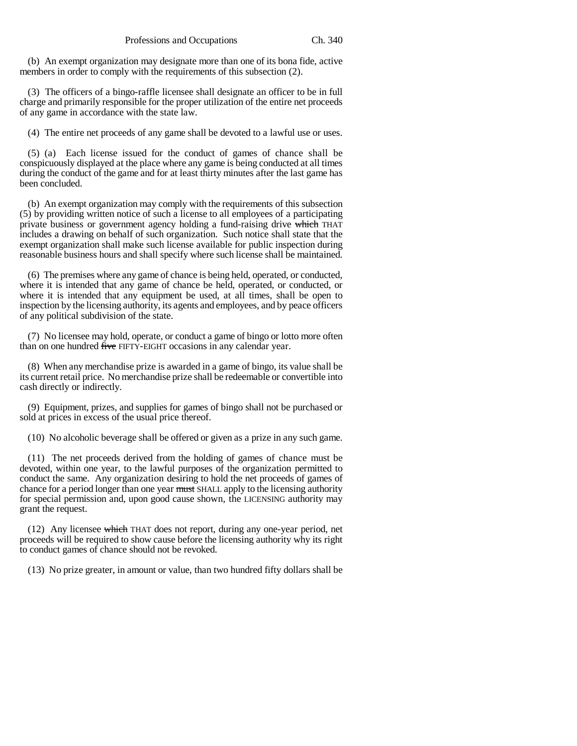(b) An exempt organization may designate more than one of its bona fide, active members in order to comply with the requirements of this subsection (2).

(3) The officers of a bingo-raffle licensee shall designate an officer to be in full charge and primarily responsible for the proper utilization of the entire net proceeds of any game in accordance with the state law.

(4) The entire net proceeds of any game shall be devoted to a lawful use or uses.

(5) (a) Each license issued for the conduct of games of chance shall be conspicuously displayed at the place where any game is being conducted at all times during the conduct of the game and for at least thirty minutes after the last game has been concluded.

(b) An exempt organization may comply with the requirements of this subsection (5) by providing written notice of such a license to all employees of a participating private business or government agency holding a fund-raising drive ~~which~~ THAT includes a drawing on behalf of such organization. Such notice shall state that the exempt organization shall make such license available for public inspection during reasonable business hours and shall specify where such license shall be maintained.

(6) The premises where any game of chance is being held, operated, or conducted, where it is intended that any game of chance be held, operated, or conducted, or where it is intended that any equipment be used, at all times, shall be open to inspection by the licensing authority, its agents and employees, and by peace officers of any political subdivision of the state.

(7) No licensee may hold, operate, or conduct a game of bingo or lotto more often than on one hundred ~~five~~ FIFTY-EIGHT occasions in any calendar year.

(8) When any merchandise prize is awarded in a game of bingo, its value shall be its current retail price. No merchandise prize shall be redeemable or convertible into cash directly or indirectly.

(9) Equipment, prizes, and supplies for games of bingo shall not be purchased or sold at prices in excess of the usual price thereof.

(10) No alcoholic beverage shall be offered or given as a prize in any such game.

(11) The net proceeds derived from the holding of games of chance must be devoted, within one year, to the lawful purposes of the organization permitted to conduct the same. Any organization desiring to hold the net proceeds of games of chance for a period longer than one year ~~must~~ SHALL apply to the licensing authority for special permission and, upon good cause shown, the LICENSING authority may grant the request.

(12) Any licensee ~~which~~ THAT does not report, during any one-year period, net proceeds will be required to show cause before the licensing authority why its right to conduct games of chance should not be revoked.

(13) No prize greater, in amount or value, than two hundred fifty dollars shall be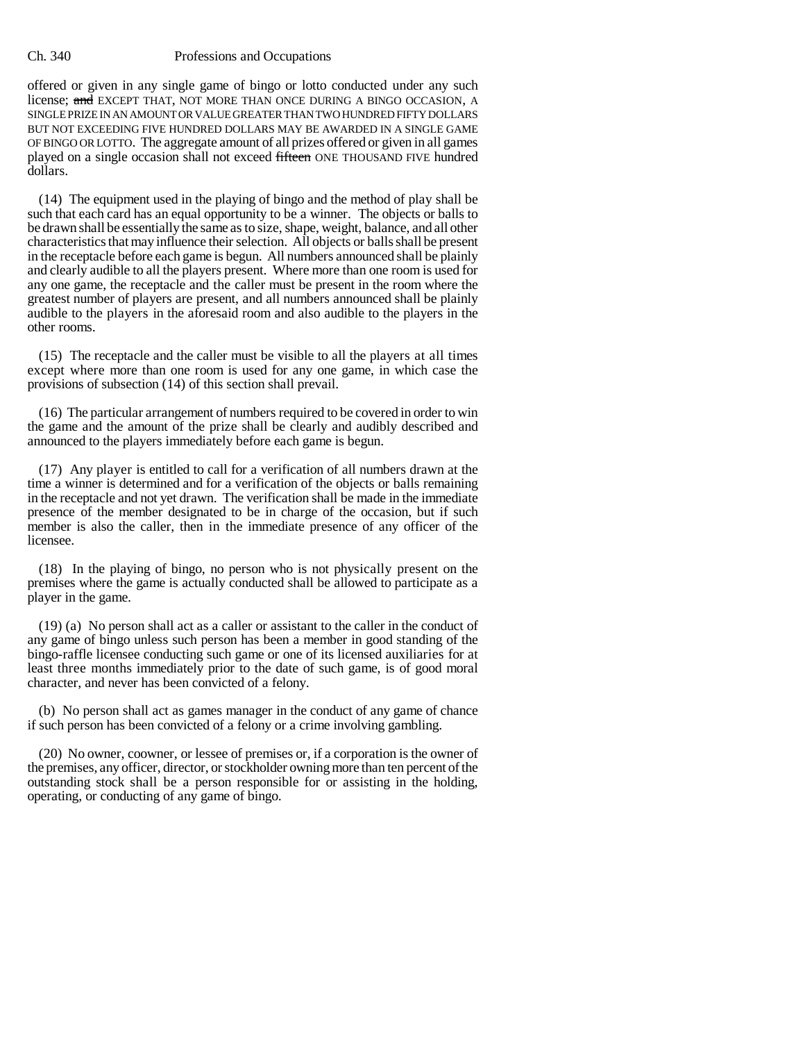offered or given in any single game of bingo or lotto conducted under any such license; ~~and~~ EXCEPT THAT, NOT MORE THAN ONCE DURING A BINGO OCCASION, A SINGLE PRIZE IN AN AMOUNT OR VALUE GREATER THAN TWO HUNDRED FIFTY DOLLARS BUT NOT EXCEEDING FIVE HUNDRED DOLLARS MAY BE AWARDED IN A SINGLE GAME OF BINGO OR LOTTO. The aggregate amount of all prizes offered or given in all games played on a single occasion shall not exceed ~~fifteen~~ ONE THOUSAND FIVE hundred dollars.

(14) The equipment used in the playing of bingo and the method of play shall be such that each card has an equal opportunity to be a winner. The objects or balls to be drawn shall be essentially the same as to size, shape, weight, balance, and all other characteristics that may influence their selection. All objects or balls shall be present in the receptacle before each game is begun. All numbers announced shall be plainly and clearly audible to all the players present. Where more than one room is used for any one game, the receptacle and the caller must be present in the room where the greatest number of players are present, and all numbers announced shall be plainly audible to the players in the aforesaid room and also audible to the players in the other rooms.

(15) The receptacle and the caller must be visible to all the players at all times except where more than one room is used for any one game, in which case the provisions of subsection (14) of this section shall prevail.

(16) The particular arrangement of numbers required to be covered in order to win the game and the amount of the prize shall be clearly and audibly described and announced to the players immediately before each game is begun.

(17) Any player is entitled to call for a verification of all numbers drawn at the time a winner is determined and for a verification of the objects or balls remaining in the receptacle and not yet drawn. The verification shall be made in the immediate presence of the member designated to be in charge of the occasion, but if such member is also the caller, then in the immediate presence of any officer of the licensee.

(18) In the playing of bingo, no person who is not physically present on the premises where the game is actually conducted shall be allowed to participate as a player in the game.

(19) (a) No person shall act as a caller or assistant to the caller in the conduct of any game of bingo unless such person has been a member in good standing of the bingo-raffle licensee conducting such game or one of its licensed auxiliaries for at least three months immediately prior to the date of such game, is of good moral character, and never has been convicted of a felony.

(b) No person shall act as games manager in the conduct of any game of chance if such person has been convicted of a felony or a crime involving gambling.

(20) No owner, coowner, or lessee of premises or, if a corporation is the owner of the premises, any officer, director, or stockholder owning more than ten percent of the outstanding stock shall be a person responsible for or assisting in the holding, operating, or conducting of any game of bingo.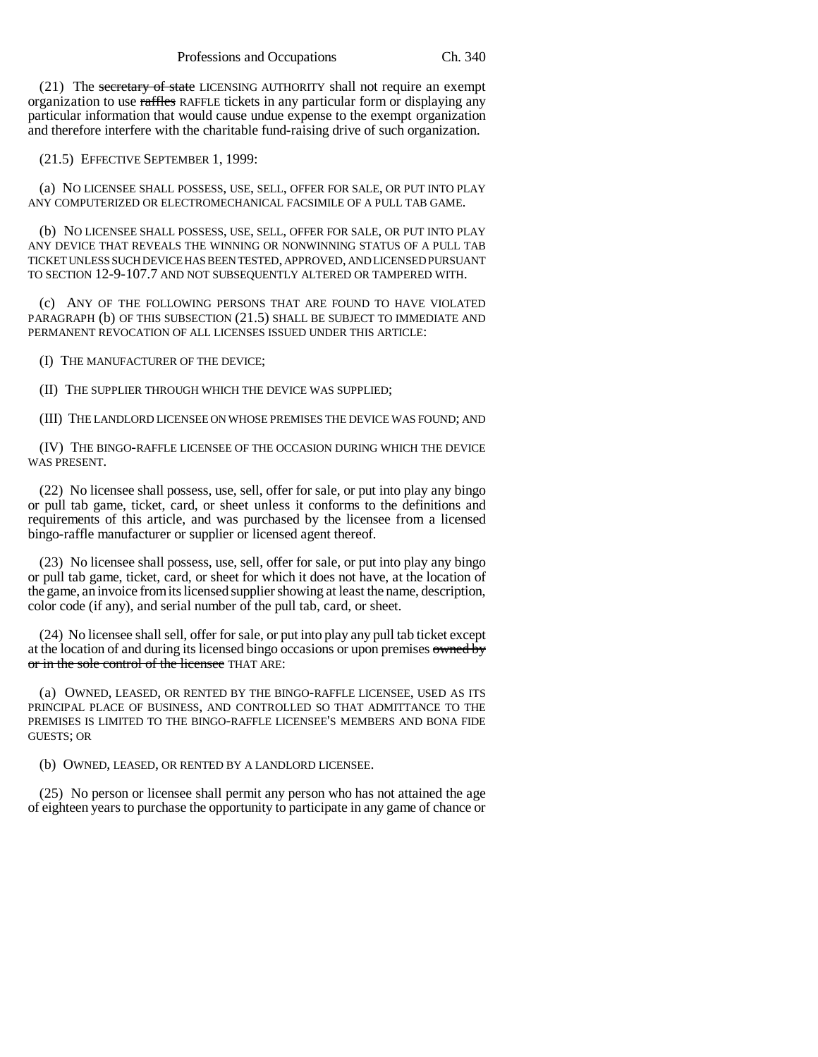(21) The ~~secretary of state~~ LICENSING AUTHORITY shall not require an exempt organization to use ~~raffles~~ RAFFLE tickets in any particular form or displaying any particular information that would cause undue expense to the exempt organization and therefore interfere with the charitable fund-raising drive of such organization.

(21.5) EFFECTIVE SEPTEMBER 1, 1999:

(a) NO LICENSEE SHALL POSSESS, USE, SELL, OFFER FOR SALE, OR PUT INTO PLAY ANY COMPUTERIZED OR ELECTROMECHANICAL FACSIMILE OF A PULL TAB GAME.

(b) NO LICENSEE SHALL POSSESS, USE, SELL, OFFER FOR SALE, OR PUT INTO PLAY ANY DEVICE THAT REVEALS THE WINNING OR NONWINNING STATUS OF A PULL TAB TICKET UNLESS SUCH DEVICE HAS BEEN TESTED, APPROVED, AND LICENSED PURSUANT TO SECTION 12-9-107.7 AND NOT SUBSEQUENTLY ALTERED OR TAMPERED WITH.

(c) ANY OF THE FOLLOWING PERSONS THAT ARE FOUND TO HAVE VIOLATED PARAGRAPH (b) OF THIS SUBSECTION (21.5) SHALL BE SUBJECT TO IMMEDIATE AND PERMANENT REVOCATION OF ALL LICENSES ISSUED UNDER THIS ARTICLE:

(I) THE MANUFACTURER OF THE DEVICE;

(II) THE SUPPLIER THROUGH WHICH THE DEVICE WAS SUPPLIED;

(III) THE LANDLORD LICENSEE ON WHOSE PREMISES THE DEVICE WAS FOUND; AND

(IV) THE BINGO-RAFFLE LICENSEE OF THE OCCASION DURING WHICH THE DEVICE WAS PRESENT.

(22) No licensee shall possess, use, sell, offer for sale, or put into play any bingo or pull tab game, ticket, card, or sheet unless it conforms to the definitions and requirements of this article, and was purchased by the licensee from a licensed bingo-raffle manufacturer or supplier or licensed agent thereof.

(23) No licensee shall possess, use, sell, offer for sale, or put into play any bingo or pull tab game, ticket, card, or sheet for which it does not have, at the location of the game, an invoice from its licensed supplier showing at least the name, description, color code (if any), and serial number of the pull tab, card, or sheet.

(24) No licensee shall sell, offer for sale, or put into play any pull tab ticket except at the location of and during its licensed bingo occasions or upon premises ~~owned by or in the sole control of the licensee~~ THAT ARE:

(a) OWNED, LEASED, OR RENTED BY THE BINGO-RAFFLE LICENSEE, USED AS ITS PRINCIPAL PLACE OF BUSINESS, AND CONTROLLED SO THAT ADMITTANCE TO THE PREMISES IS LIMITED TO THE BINGO-RAFFLE LICENSEE'S MEMBERS AND BONA FIDE GUESTS; OR

(b) OWNED, LEASED, OR RENTED BY A LANDLORD LICENSEE.

(25) No person or licensee shall permit any person who has not attained the age of eighteen years to purchase the opportunity to participate in any game of chance or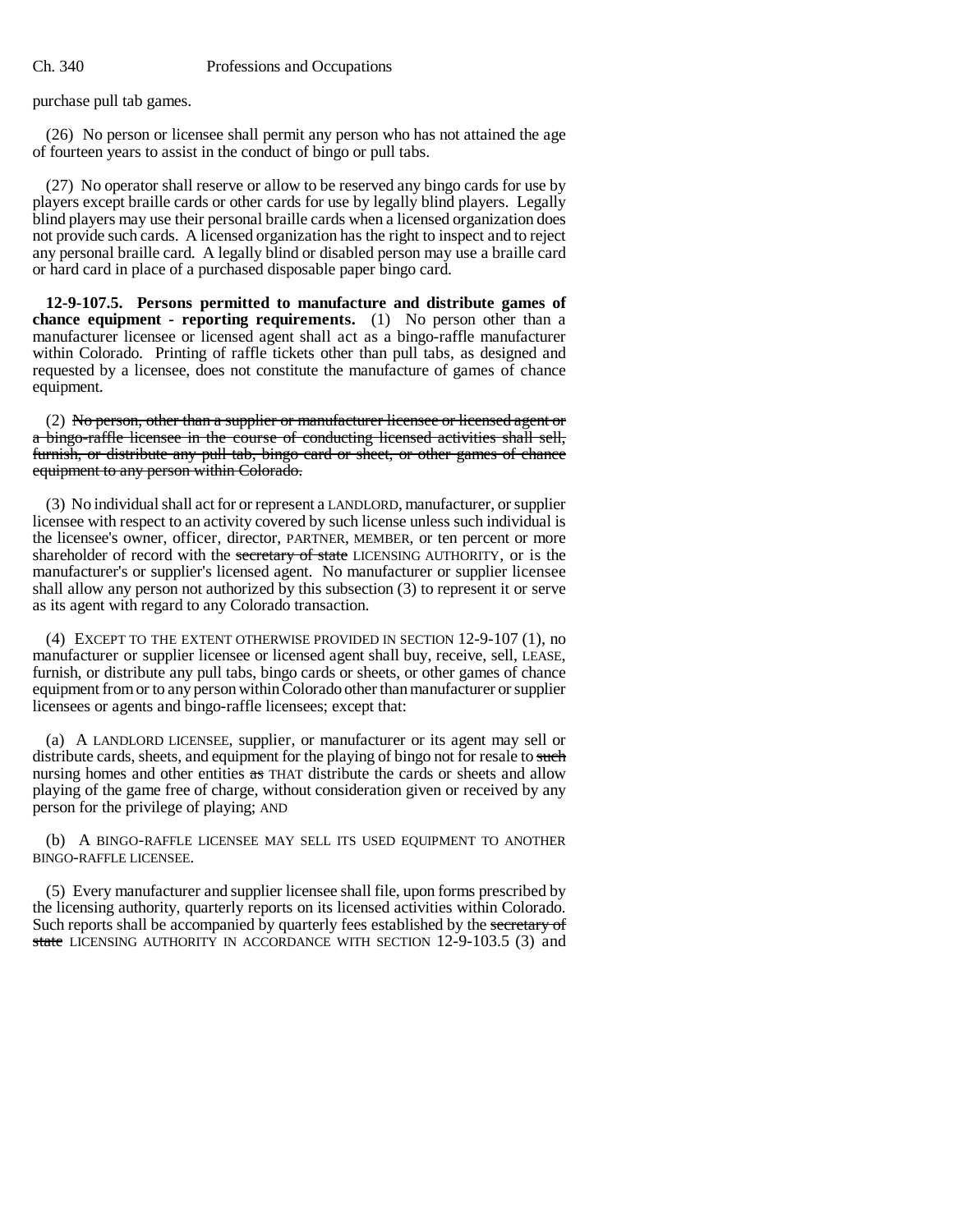purchase pull tab games.

(26) No person or licensee shall permit any person who has not attained the age of fourteen years to assist in the conduct of bingo or pull tabs.

(27) No operator shall reserve or allow to be reserved any bingo cards for use by players except braille cards or other cards for use by legally blind players. Legally blind players may use their personal braille cards when a licensed organization does not provide such cards. A licensed organization has the right to inspect and to reject any personal braille card. A legally blind or disabled person may use a braille card or hard card in place of a purchased disposable paper bingo card.

**12-9-107.5. Persons permitted to manufacture and distribute games of chance equipment - reporting requirements.** (1) No person other than a manufacturer licensee or licensed agent shall act as a bingo-raffle manufacturer within Colorado. Printing of raffle tickets other than pull tabs, as designed and requested by a licensee, does not constitute the manufacture of games of chance equipment.

(2) ~~No person, other than a supplier or manufacturer licensee or licensed agent or a bingo-raffle licensee in the course of conducting licensed activities shall sell, furnish, or distribute any pull tab, bingo card or sheet, or other games of chance equipment to any person within Colorado.~~

(3) No individual shall act for or represent a LANDLORD, manufacturer, or supplier licensee with respect to an activity covered by such license unless such individual is the licensee's owner, officer, director, PARTNER, MEMBER, or ten percent or more shareholder of record with the ~~secretary of state~~ LICENSING AUTHORITY, or is the manufacturer's or supplier's licensed agent. No manufacturer or supplier licensee shall allow any person not authorized by this subsection (3) to represent it or serve as its agent with regard to any Colorado transaction.

(4) EXCEPT TO THE EXTENT OTHERWISE PROVIDED IN SECTION 12-9-107 (1), no manufacturer or supplier licensee or licensed agent shall buy, receive, sell, LEASE, furnish, or distribute any pull tabs, bingo cards or sheets, or other games of chance equipment from or to any person within Colorado other than manufacturer or supplier licensees or agents and bingo-raffle licensees; except that:

(a) A LANDLORD LICENSEE, supplier, or manufacturer or its agent may sell or distribute cards, sheets, and equipment for the playing of bingo not for resale to ~~such~~ nursing homes and other entities ~~as~~ THAT distribute the cards or sheets and allow playing of the game free of charge, without consideration given or received by any person for the privilege of playing; AND

(b) A BINGO-RAFFLE LICENSEE MAY SELL ITS USED EQUIPMENT TO ANOTHER BINGO-RAFFLE LICENSEE.

(5) Every manufacturer and supplier licensee shall file, upon forms prescribed by the licensing authority, quarterly reports on its licensed activities within Colorado. Such reports shall be accompanied by quarterly fees established by the ~~secretary of state~~ LICENSING AUTHORITY IN ACCORDANCE WITH SECTION 12-9-103.5 (3) and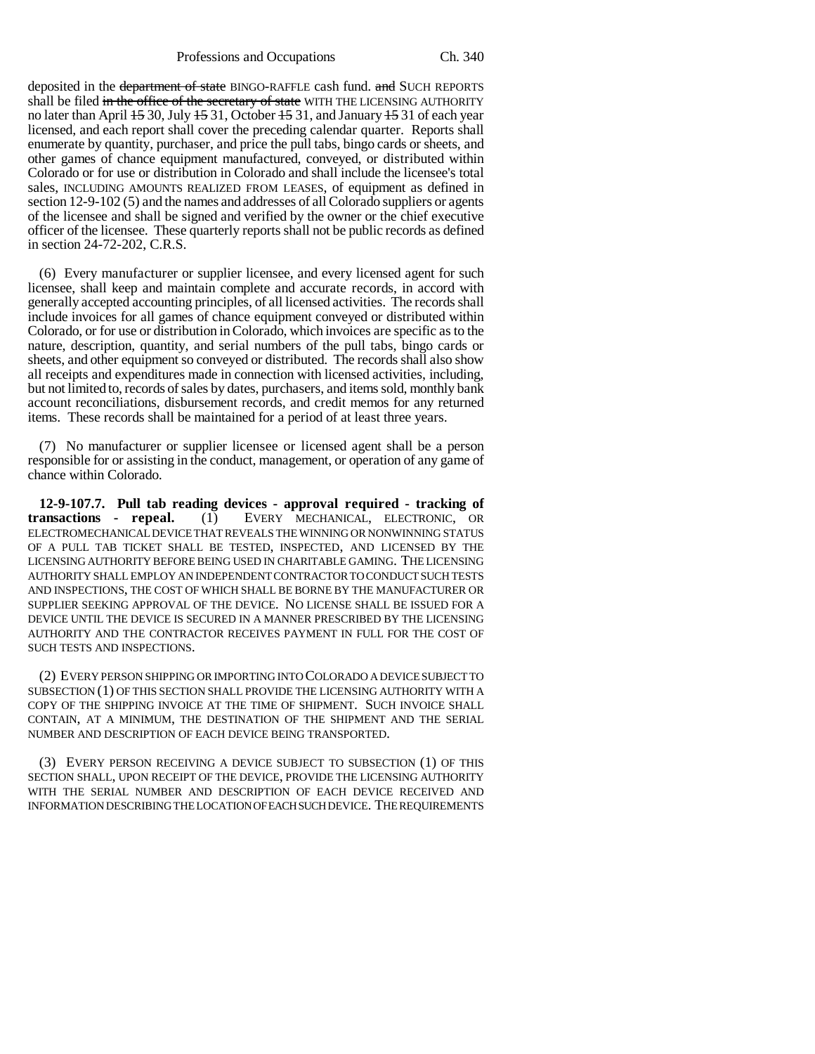deposited in the department of state BINGO-RAFFLE cash fund. and SUCH REPORTS shall be filed in the office of the secretary of state WITH THE LICENSING AUTHORITY no later than April 15 30, July 15 31, October 15 31, and January 15 31 of each year licensed, and each report shall cover the preceding calendar quarter. Reports shall enumerate by quantity, purchaser, and price the pull tabs, bingo cards or sheets, and other games of chance equipment manufactured, conveyed, or distributed within Colorado or for use or distribution in Colorado and shall include the licensee's total sales, INCLUDING AMOUNTS REALIZED FROM LEASES, of equipment as defined in section 12-9-102 (5) and the names and addresses of all Colorado suppliers or agents of the licensee and shall be signed and verified by the owner or the chief executive officer of the licensee. These quarterly reports shall not be public records as defined in section 24-72-202, C.R.S.

(6) Every manufacturer or supplier licensee, and every licensed agent for such licensee, shall keep and maintain complete and accurate records, in accord with generally accepted accounting principles, of all licensed activities. The records shall include invoices for all games of chance equipment conveyed or distributed within Colorado, or for use or distribution in Colorado, which invoices are specific as to the nature, description, quantity, and serial numbers of the pull tabs, bingo cards or sheets, and other equipment so conveyed or distributed. The records shall also show all receipts and expenditures made in connection with licensed activities, including, but not limited to, records of sales by dates, purchasers, and items sold, monthly bank account reconciliations, disbursement records, and credit memos for any returned items. These records shall be maintained for a period of at least three years.

(7) No manufacturer or supplier licensee or licensed agent shall be a person responsible for or assisting in the conduct, management, or operation of any game of chance within Colorado.

**12-9-107.7. Pull tab reading devices - approval required - tracking of transactions - repeal.** (1) EVERY MECHANICAL, ELECTRONIC, OR ELECTROMECHANICAL DEVICE THAT REVEALS THE WINNING OR NONWINNING STATUS OF A PULL TAB TICKET SHALL BE TESTED, INSPECTED, AND LICENSED BY THE LICENSING AUTHORITY BEFORE BEING USED IN CHARITABLE GAMING. THE LICENSING AUTHORITY SHALL EMPLOY AN INDEPENDENT CONTRACTOR TO CONDUCT SUCH TESTS AND INSPECTIONS, THE COST OF WHICH SHALL BE BORNE BY THE MANUFACTURER OR SUPPLIER SEEKING APPROVAL OF THE DEVICE. NO LICENSE SHALL BE ISSUED FOR A DEVICE UNTIL THE DEVICE IS SECURED IN A MANNER PRESCRIBED BY THE LICENSING AUTHORITY AND THE CONTRACTOR RECEIVES PAYMENT IN FULL FOR THE COST OF SUCH TESTS AND INSPECTIONS.

(2) EVERY PERSON SHIPPING OR IMPORTING INTO COLORADO A DEVICE SUBJECT TO SUBSECTION (1) OF THIS SECTION SHALL PROVIDE THE LICENSING AUTHORITY WITH A COPY OF THE SHIPPING INVOICE AT THE TIME OF SHIPMENT. SUCH INVOICE SHALL CONTAIN, AT A MINIMUM, THE DESTINATION OF THE SHIPMENT AND THE SERIAL NUMBER AND DESCRIPTION OF EACH DEVICE BEING TRANSPORTED.

(3) EVERY PERSON RECEIVING A DEVICE SUBJECT TO SUBSECTION (1) OF THIS SECTION SHALL, UPON RECEIPT OF THE DEVICE, PROVIDE THE LICENSING AUTHORITY WITH THE SERIAL NUMBER AND DESCRIPTION OF EACH DEVICE RECEIVED AND INFORMATION DESCRIBING THE LOCATION OF EACH SUCH DEVICE. THE REQUIREMENTS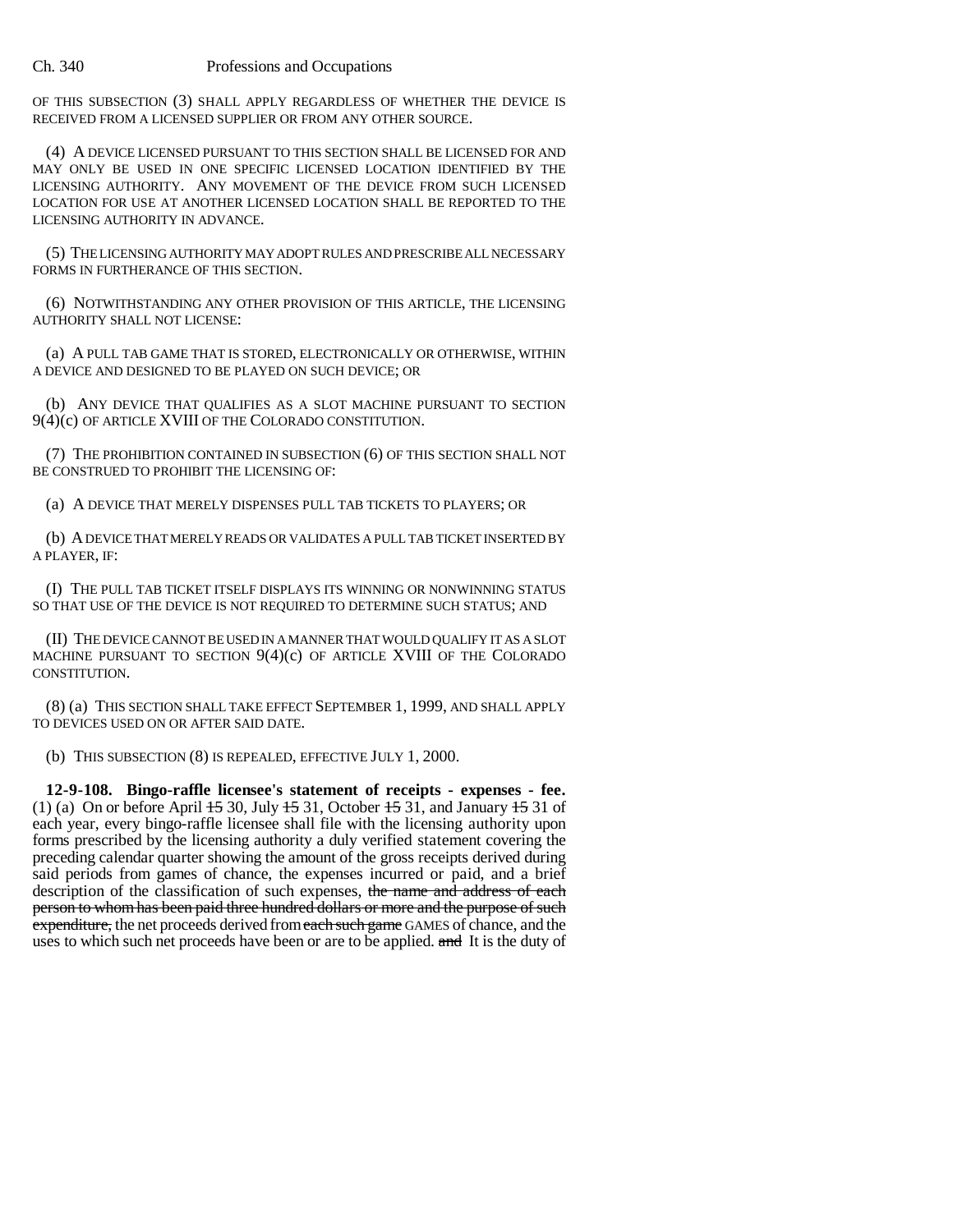OF THIS SUBSECTION (3) SHALL APPLY REGARDLESS OF WHETHER THE DEVICE IS RECEIVED FROM A LICENSED SUPPLIER OR FROM ANY OTHER SOURCE.

(4) A DEVICE LICENSED PURSUANT TO THIS SECTION SHALL BE LICENSED FOR AND MAY ONLY BE USED IN ONE SPECIFIC LICENSED LOCATION IDENTIFIED BY THE LICENSING AUTHORITY. ANY MOVEMENT OF THE DEVICE FROM SUCH LICENSED LOCATION FOR USE AT ANOTHER LICENSED LOCATION SHALL BE REPORTED TO THE LICENSING AUTHORITY IN ADVANCE.

(5) THE LICENSING AUTHORITY MAY ADOPT RULES AND PRESCRIBE ALL NECESSARY FORMS IN FURTHERANCE OF THIS SECTION.

(6) NOTWITHSTANDING ANY OTHER PROVISION OF THIS ARTICLE, THE LICENSING AUTHORITY SHALL NOT LICENSE:

(a) A PULL TAB GAME THAT IS STORED, ELECTRONICALLY OR OTHERWISE, WITHIN A DEVICE AND DESIGNED TO BE PLAYED ON SUCH DEVICE; OR

(b) ANY DEVICE THAT QUALIFIES AS A SLOT MACHINE PURSUANT TO SECTION 9(4)(c) OF ARTICLE XVIII OF THE COLORADO CONSTITUTION.

(7) THE PROHIBITION CONTAINED IN SUBSECTION (6) OF THIS SECTION SHALL NOT BE CONSTRUED TO PROHIBIT THE LICENSING OF:

(a) A DEVICE THAT MERELY DISPENSES PULL TAB TICKETS TO PLAYERS; OR

(b) A DEVICE THAT MERELY READS OR VALIDATES A PULL TAB TICKET INSERTED BY A PLAYER, IF:

(I) THE PULL TAB TICKET ITSELF DISPLAYS ITS WINNING OR NONWINNING STATUS SO THAT USE OF THE DEVICE IS NOT REQUIRED TO DETERMINE SUCH STATUS; AND

(II) THE DEVICE CANNOT BE USED IN A MANNER THAT WOULD QUALIFY IT AS A SLOT MACHINE PURSUANT TO SECTION 9(4)(c) OF ARTICLE XVIII OF THE COLORADO CONSTITUTION.

(8) (a) THIS SECTION SHALL TAKE EFFECT SEPTEMBER 1, 1999, AND SHALL APPLY TO DEVICES USED ON OR AFTER SAID DATE.

(b) THIS SUBSECTION (8) IS REPEALED, EFFECTIVE JULY 1, 2000.

**12-9-108. Bingo-raffle licensee's statement of receipts - expenses - fee.** (1) (a) On or before April ~~15~~ 30, July ~~15~~ 31, October ~~15~~ 31, and January ~~15~~ 31 of each year, every bingo-raffle licensee shall file with the licensing authority upon forms prescribed by the licensing authority a duly verified statement covering the preceding calendar quarter showing the amount of the gross receipts derived during said periods from games of chance, the expenses incurred or paid, and a brief description of the classification of such expenses, ~~the name and address of each person to whom has been paid three hundred dollars or more and the purpose of such expenditure,~~ the net proceeds derived from ~~each such game~~ GAMES of chance, and the uses to which such net proceeds have been or are to be applied. ~~and~~ It is the duty of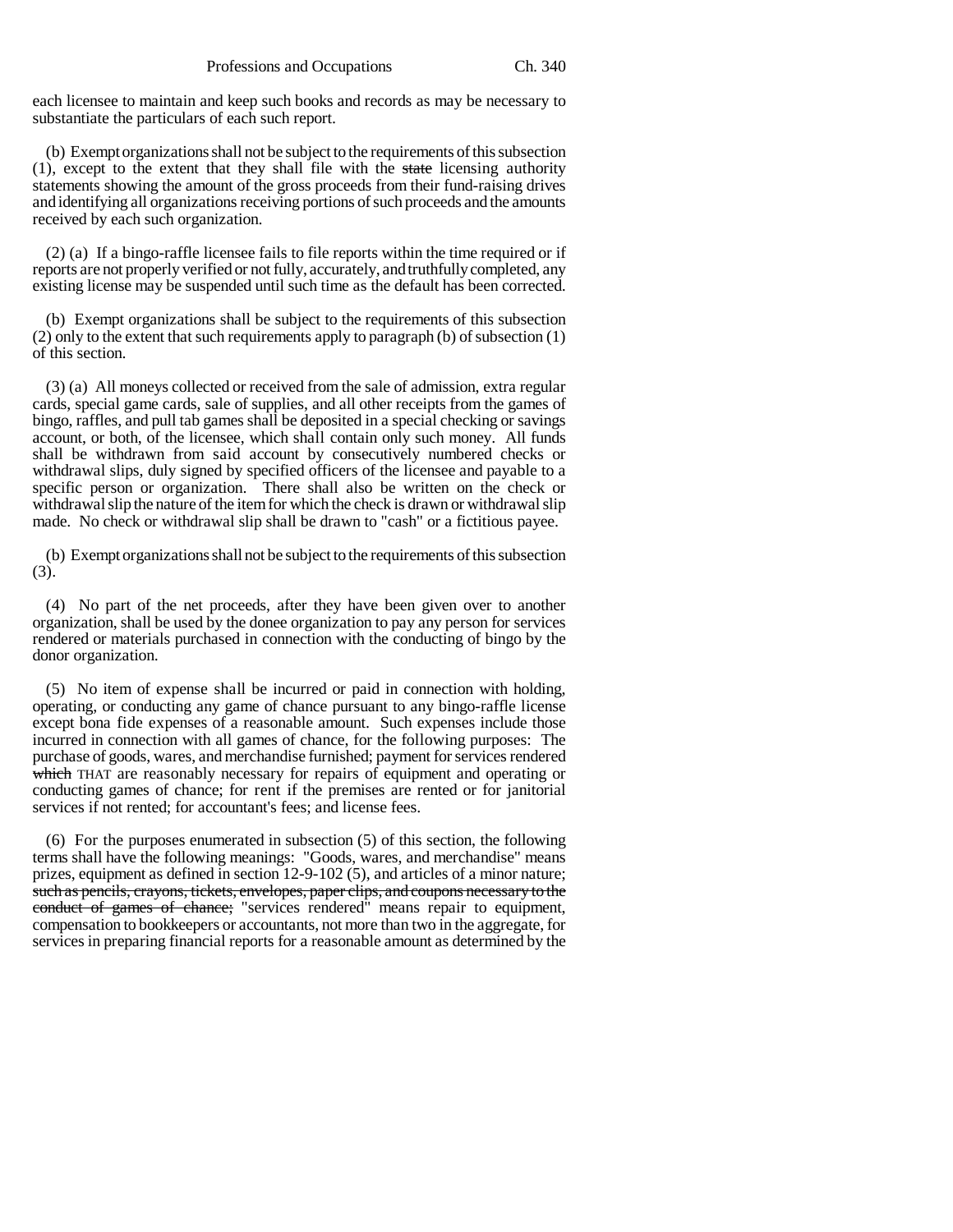each licensee to maintain and keep such books and records as may be necessary to substantiate the particulars of each such report.

(b) Exempt organizations shall not be subject to the requirements of this subsection (1), except to the extent that they shall file with the ~~state~~ licensing authority statements showing the amount of the gross proceeds from their fund-raising drives and identifying all organizations receiving portions of such proceeds and the amounts received by each such organization.

(2) (a) If a bingo-raffle licensee fails to file reports within the time required or if reports are not properly verified or not fully, accurately, and truthfully completed, any existing license may be suspended until such time as the default has been corrected.

(b) Exempt organizations shall be subject to the requirements of this subsection (2) only to the extent that such requirements apply to paragraph (b) of subsection (1) of this section.

(3) (a) All moneys collected or received from the sale of admission, extra regular cards, special game cards, sale of supplies, and all other receipts from the games of bingo, raffles, and pull tab games shall be deposited in a special checking or savings account, or both, of the licensee, which shall contain only such money. All funds shall be withdrawn from said account by consecutively numbered checks or withdrawal slips, duly signed by specified officers of the licensee and payable to a specific person or organization. There shall also be written on the check or withdrawal slip the nature of the item for which the check is drawn or withdrawal slip made. No check or withdrawal slip shall be drawn to "cash" or a fictitious payee.

(b) Exempt organizations shall not be subject to the requirements of this subsection (3).

(4) No part of the net proceeds, after they have been given over to another organization, shall be used by the donee organization to pay any person for services rendered or materials purchased in connection with the conducting of bingo by the donor organization.

(5) No item of expense shall be incurred or paid in connection with holding, operating, or conducting any game of chance pursuant to any bingo-raffle license except bona fide expenses of a reasonable amount. Such expenses include those incurred in connection with all games of chance, for the following purposes: The purchase of goods, wares, and merchandise furnished; payment for services rendered ~~which~~ THAT are reasonably necessary for repairs of equipment and operating or conducting games of chance; for rent if the premises are rented or for janitorial services if not rented; for accountant's fees; and license fees.

(6) For the purposes enumerated in subsection (5) of this section, the following terms shall have the following meanings: "Goods, wares, and merchandise" means prizes, equipment as defined in section 12-9-102 (5), and articles of a minor nature; ~~such as pencils, crayons, tickets, envelopes, paper clips, and coupons necessary to the conduct of games of chance;~~ "services rendered" means repair to equipment, compensation to bookkeepers or accountants, not more than two in the aggregate, for services in preparing financial reports for a reasonable amount as determined by the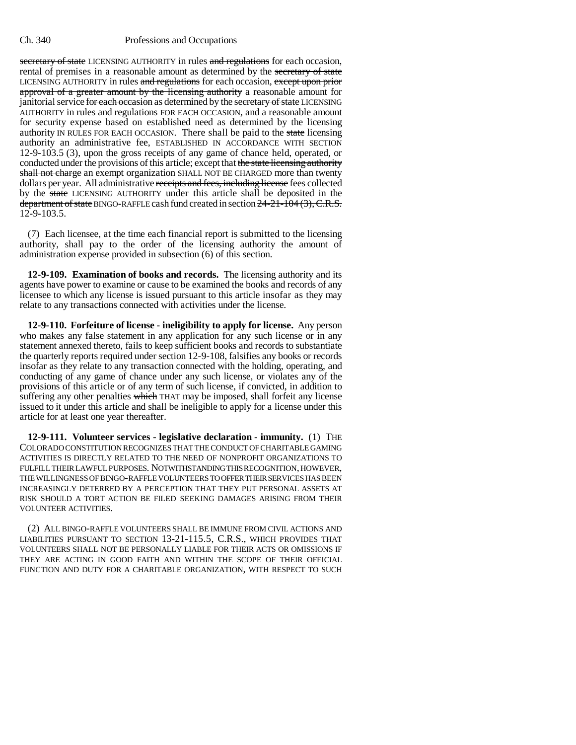~~secretary of state~~ LICENSING AUTHORITY in rules ~~and regulations~~ for each occasion, rental of premises in a reasonable amount as determined by the ~~secretary of state~~ LICENSING AUTHORITY in rules ~~and regulations~~ for each occasion, ~~except upon prior approval of a greater amount by the licensing authority~~ a reasonable amount for janitorial service ~~for each occasion~~ as determined by the ~~secretary of state~~ LICENSING AUTHORITY in rules ~~and regulations~~ FOR EACH OCCASION, and a reasonable amount for security expense based on established need as determined by the licensing authority IN RULES FOR EACH OCCASION. There shall be paid to the ~~state~~ licensing authority an administrative fee, ESTABLISHED IN ACCORDANCE WITH SECTION 12-9-103.5 (3), upon the gross receipts of any game of chance held, operated, or conducted under the provisions of this article; except that ~~the state licensing authority shall not charge~~ an exempt organization SHALL NOT BE CHARGED more than twenty dollars per year. All administrative ~~receipts and fees, including license~~ fees collected by the ~~state~~ LICENSING AUTHORITY under this article shall be deposited in the ~~department of state~~ BINGO-RAFFLE cash fund created in section ~~24-21-104 (3), C.R.S.~~ 12-9-103.5.

(7) Each licensee, at the time each financial report is submitted to the licensing authority, shall pay to the order of the licensing authority the amount of administration expense provided in subsection (6) of this section.

**12-9-109. Examination of books and records.** The licensing authority and its agents have power to examine or cause to be examined the books and records of any licensee to which any license is issued pursuant to this article insofar as they may relate to any transactions connected with activities under the license.

**12-9-110. Forfeiture of license - ineligibility to apply for license.** Any person who makes any false statement in any application for any such license or in any statement annexed thereto, fails to keep sufficient books and records to substantiate the quarterly reports required under section 12-9-108, falsifies any books or records insofar as they relate to any transaction connected with the holding, operating, and conducting of any game of chance under any such license, or violates any of the provisions of this article or of any term of such license, if convicted, in addition to suffering any other penalties ~~which~~ THAT may be imposed, shall forfeit any license issued to it under this article and shall be ineligible to apply for a license under this article for at least one year thereafter.

**12-9-111. Volunteer services - legislative declaration - immunity.** (1) THE COLORADO CONSTITUTION RECOGNIZES THAT THE CONDUCT OF CHARITABLE GAMING ACTIVITIES IS DIRECTLY RELATED TO THE NEED OF NONPROFIT ORGANIZATIONS TO FULFILL THEIR LAWFUL PURPOSES. NOTWITHSTANDING THIS RECOGNITION, HOWEVER, THE WILLINGNESS OF BINGO-RAFFLE VOLUNTEERS TO OFFER THEIR SERVICES HAS BEEN INCREASINGLY DETERRED BY A PERCEPTION THAT THEY PUT PERSONAL ASSETS AT RISK SHOULD A TORT ACTION BE FILED SEEKING DAMAGES ARISING FROM THEIR VOLUNTEER ACTIVITIES.

(2) ALL BINGO-RAFFLE VOLUNTEERS SHALL BE IMMUNE FROM CIVIL ACTIONS AND LIABILITIES PURSUANT TO SECTION 13-21-115.5, C.R.S., WHICH PROVIDES THAT VOLUNTEERS SHALL NOT BE PERSONALLY LIABLE FOR THEIR ACTS OR OMISSIONS IF THEY ARE ACTING IN GOOD FAITH AND WITHIN THE SCOPE OF THEIR OFFICIAL FUNCTION AND DUTY FOR A CHARITABLE ORGANIZATION, WITH RESPECT TO SUCH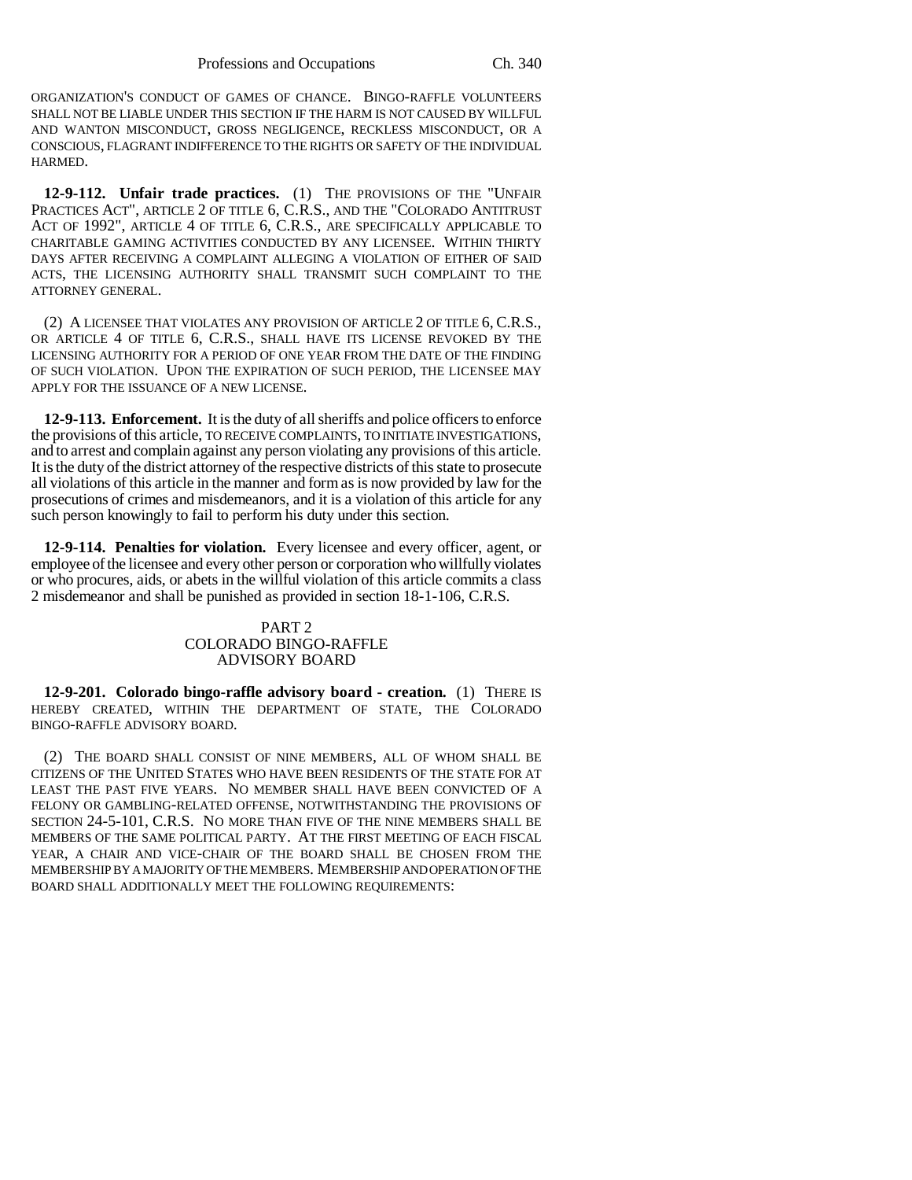ORGANIZATION'S CONDUCT OF GAMES OF CHANCE. BINGO-RAFFLE VOLUNTEERS SHALL NOT BE LIABLE UNDER THIS SECTION IF THE HARM IS NOT CAUSED BY WILLFUL AND WANTON MISCONDUCT, GROSS NEGLIGENCE, RECKLESS MISCONDUCT, OR A CONSCIOUS, FLAGRANT INDIFFERENCE TO THE RIGHTS OR SAFETY OF THE INDIVIDUAL HARMED.

**12-9-112. Unfair trade practices.** (1) THE PROVISIONS OF THE "UNFAIR PRACTICES ACT", ARTICLE 2 OF TITLE 6, C.R.S., AND THE "COLORADO ANTITRUST ACT OF 1992", ARTICLE 4 OF TITLE 6, C.R.S., ARE SPECIFICALLY APPLICABLE TO CHARITABLE GAMING ACTIVITIES CONDUCTED BY ANY LICENSEE. WITHIN THIRTY DAYS AFTER RECEIVING A COMPLAINT ALLEGING A VIOLATION OF EITHER OF SAID ACTS, THE LICENSING AUTHORITY SHALL TRANSMIT SUCH COMPLAINT TO THE ATTORNEY GENERAL.

(2) A LICENSEE THAT VIOLATES ANY PROVISION OF ARTICLE 2 OF TITLE 6, C.R.S., OR ARTICLE 4 OF TITLE 6, C.R.S., SHALL HAVE ITS LICENSE REVOKED BY THE LICENSING AUTHORITY FOR A PERIOD OF ONE YEAR FROM THE DATE OF THE FINDING OF SUCH VIOLATION. UPON THE EXPIRATION OF SUCH PERIOD, THE LICENSEE MAY APPLY FOR THE ISSUANCE OF A NEW LICENSE.

**12-9-113. Enforcement.** It is the duty of all sheriffs and police officers to enforce the provisions of this article, TO RECEIVE COMPLAINTS, TO INITIATE INVESTIGATIONS, and to arrest and complain against any person violating any provisions of this article. It is the duty of the district attorney of the respective districts of this state to prosecute all violations of this article in the manner and form as is now provided by law for the prosecutions of crimes and misdemeanors, and it is a violation of this article for any such person knowingly to fail to perform his duty under this section.

**12-9-114. Penalties for violation.** Every licensee and every officer, agent, or employee of the licensee and every other person or corporation who willfully violates or who procures, aids, or abets in the willful violation of this article commits a class 2 misdemeanor and shall be punished as provided in section 18-1-106, C.R.S.

PART 2
COLORADO BINGO-RAFFLE
ADVISORY BOARD

**12-9-201. Colorado bingo-raffle advisory board - creation.** (1) THERE IS HEREBY CREATED, WITHIN THE DEPARTMENT OF STATE, THE COLORADO BINGO-RAFFLE ADVISORY BOARD.

(2) THE BOARD SHALL CONSIST OF NINE MEMBERS, ALL OF WHOM SHALL BE CITIZENS OF THE UNITED STATES WHO HAVE BEEN RESIDENTS OF THE STATE FOR AT LEAST THE PAST FIVE YEARS. NO MEMBER SHALL HAVE BEEN CONVICTED OF A FELONY OR GAMBLING-RELATED OFFENSE, NOTWITHSTANDING THE PROVISIONS OF SECTION 24-5-101, C.R.S. NO MORE THAN FIVE OF THE NINE MEMBERS SHALL BE MEMBERS OF THE SAME POLITICAL PARTY. AT THE FIRST MEETING OF EACH FISCAL YEAR, A CHAIR AND VICE-CHAIR OF THE BOARD SHALL BE CHOSEN FROM THE MEMBERSHIP BY A MAJORITY OF THE MEMBERS. MEMBERSHIP AND OPERATION OF THE BOARD SHALL ADDITIONALLY MEET THE FOLLOWING REQUIREMENTS: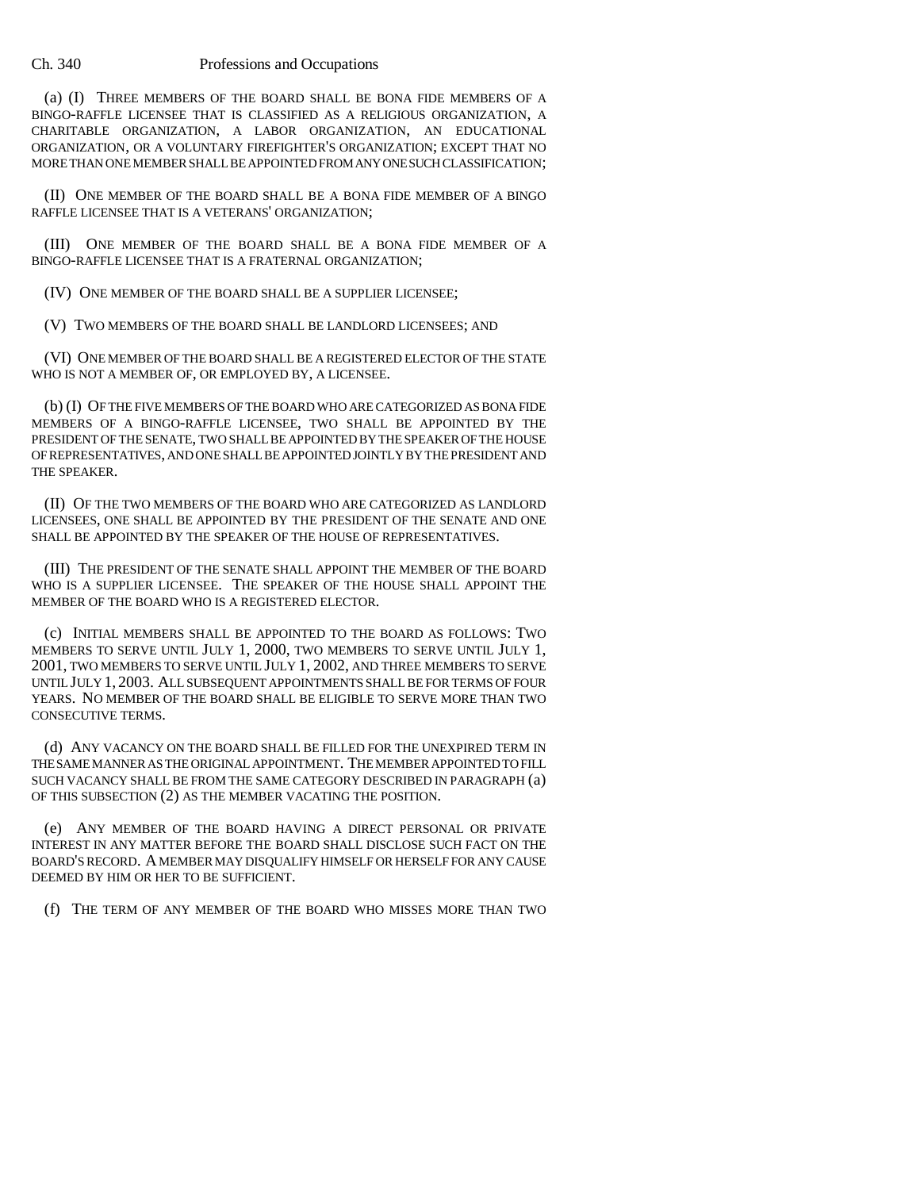(a) (I) THREE MEMBERS OF THE BOARD SHALL BE BONA FIDE MEMBERS OF A BINGO-RAFFLE LICENSEE THAT IS CLASSIFIED AS A RELIGIOUS ORGANIZATION, A CHARITABLE ORGANIZATION, A LABOR ORGANIZATION, AN EDUCATIONAL ORGANIZATION, OR A VOLUNTARY FIREFIGHTER'S ORGANIZATION; EXCEPT THAT NO MORE THAN ONE MEMBER SHALL BE APPOINTED FROM ANY ONE SUCH CLASSIFICATION;

(II) ONE MEMBER OF THE BOARD SHALL BE A BONA FIDE MEMBER OF A BINGO RAFFLE LICENSEE THAT IS A VETERANS' ORGANIZATION;

(III) ONE MEMBER OF THE BOARD SHALL BE A BONA FIDE MEMBER OF A BINGO-RAFFLE LICENSEE THAT IS A FRATERNAL ORGANIZATION;

(IV) ONE MEMBER OF THE BOARD SHALL BE A SUPPLIER LICENSEE;

(V) TWO MEMBERS OF THE BOARD SHALL BE LANDLORD LICENSEES; AND

(VI) ONE MEMBER OF THE BOARD SHALL BE A REGISTERED ELECTOR OF THE STATE WHO IS NOT A MEMBER OF, OR EMPLOYED BY, A LICENSEE.

(b) (I) OF THE FIVE MEMBERS OF THE BOARD WHO ARE CATEGORIZED AS BONA FIDE MEMBERS OF A BINGO-RAFFLE LICENSEE, TWO SHALL BE APPOINTED BY THE PRESIDENT OF THE SENATE, TWO SHALL BE APPOINTED BY THE SPEAKER OF THE HOUSE OF REPRESENTATIVES, AND ONE SHALL BE APPOINTED JOINTLY BY THE PRESIDENT AND THE SPEAKER.

(II) OF THE TWO MEMBERS OF THE BOARD WHO ARE CATEGORIZED AS LANDLORD LICENSEES, ONE SHALL BE APPOINTED BY THE PRESIDENT OF THE SENATE AND ONE SHALL BE APPOINTED BY THE SPEAKER OF THE HOUSE OF REPRESENTATIVES.

(III) THE PRESIDENT OF THE SENATE SHALL APPOINT THE MEMBER OF THE BOARD WHO IS A SUPPLIER LICENSEE. THE SPEAKER OF THE HOUSE SHALL APPOINT THE MEMBER OF THE BOARD WHO IS A REGISTERED ELECTOR.

(c) INITIAL MEMBERS SHALL BE APPOINTED TO THE BOARD AS FOLLOWS: TWO MEMBERS TO SERVE UNTIL JULY 1, 2000, TWO MEMBERS TO SERVE UNTIL JULY 1, 2001, TWO MEMBERS TO SERVE UNTIL JULY 1, 2002, AND THREE MEMBERS TO SERVE UNTIL JULY 1, 2003. ALL SUBSEQUENT APPOINTMENTS SHALL BE FOR TERMS OF FOUR YEARS. NO MEMBER OF THE BOARD SHALL BE ELIGIBLE TO SERVE MORE THAN TWO CONSECUTIVE TERMS.

(d) ANY VACANCY ON THE BOARD SHALL BE FILLED FOR THE UNEXPIRED TERM IN THE SAME MANNER AS THE ORIGINAL APPOINTMENT. THE MEMBER APPOINTED TO FILL SUCH VACANCY SHALL BE FROM THE SAME CATEGORY DESCRIBED IN PARAGRAPH (a) OF THIS SUBSECTION (2) AS THE MEMBER VACATING THE POSITION.

(e) ANY MEMBER OF THE BOARD HAVING A DIRECT PERSONAL OR PRIVATE INTEREST IN ANY MATTER BEFORE THE BOARD SHALL DISCLOSE SUCH FACT ON THE BOARD'S RECORD. A MEMBER MAY DISQUALIFY HIMSELF OR HERSELF FOR ANY CAUSE DEEMED BY HIM OR HER TO BE SUFFICIENT.

(f) THE TERM OF ANY MEMBER OF THE BOARD WHO MISSES MORE THAN TWO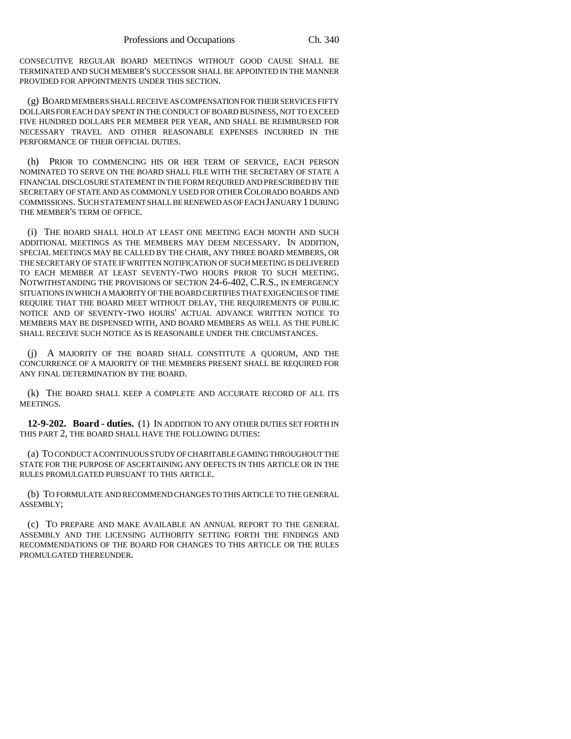CONSECUTIVE REGULAR BOARD MEETINGS WITHOUT GOOD CAUSE SHALL BE TERMINATED AND SUCH MEMBER'S SUCCESSOR SHALL BE APPOINTED IN THE MANNER PROVIDED FOR APPOINTMENTS UNDER THIS SECTION.

(g) BOARD MEMBERS SHALL RECEIVE AS COMPENSATION FOR THEIR SERVICES FIFTY DOLLARS FOR EACH DAY SPENT IN THE CONDUCT OF BOARD BUSINESS, NOT TO EXCEED FIVE HUNDRED DOLLARS PER MEMBER PER YEAR, AND SHALL BE REIMBURSED FOR NECESSARY TRAVEL AND OTHER REASONABLE EXPENSES INCURRED IN THE PERFORMANCE OF THEIR OFFICIAL DUTIES.

(h) PRIOR TO COMMENCING HIS OR HER TERM OF SERVICE, EACH PERSON NOMINATED TO SERVE ON THE BOARD SHALL FILE WITH THE SECRETARY OF STATE A FINANCIAL DISCLOSURE STATEMENT IN THE FORM REQUIRED AND PRESCRIBED BY THE SECRETARY OF STATE AND AS COMMONLY USED FOR OTHER COLORADO BOARDS AND COMMISSIONS. SUCH STATEMENT SHALL BE RENEWED AS OF EACH JANUARY 1 DURING THE MEMBER'S TERM OF OFFICE.

(i) THE BOARD SHALL HOLD AT LEAST ONE MEETING EACH MONTH AND SUCH ADDITIONAL MEETINGS AS THE MEMBERS MAY DEEM NECESSARY. IN ADDITION, SPECIAL MEETINGS MAY BE CALLED BY THE CHAIR, ANY THREE BOARD MEMBERS, OR THE SECRETARY OF STATE IF WRITTEN NOTIFICATION OF SUCH MEETING IS DELIVERED TO EACH MEMBER AT LEAST SEVENTY-TWO HOURS PRIOR TO SUCH MEETING. NOTWITHSTANDING THE PROVISIONS OF SECTION 24-6-402, C.R.S., IN EMERGENCY SITUATIONS IN WHICH A MAJORITY OF THE BOARD CERTIFIES THAT EXIGENCIES OF TIME REQUIRE THAT THE BOARD MEET WITHOUT DELAY, THE REQUIREMENTS OF PUBLIC NOTICE AND OF SEVENTY-TWO HOURS' ACTUAL ADVANCE WRITTEN NOTICE TO MEMBERS MAY BE DISPENSED WITH, AND BOARD MEMBERS AS WELL AS THE PUBLIC SHALL RECEIVE SUCH NOTICE AS IS REASONABLE UNDER THE CIRCUMSTANCES.

(j) A MAJORITY OF THE BOARD SHALL CONSTITUTE A QUORUM, AND THE CONCURRENCE OF A MAJORITY OF THE MEMBERS PRESENT SHALL BE REQUIRED FOR ANY FINAL DETERMINATION BY THE BOARD.

(k) THE BOARD SHALL KEEP A COMPLETE AND ACCURATE RECORD OF ALL ITS MEETINGS.

**12-9-202. Board - duties.** (1) IN ADDITION TO ANY OTHER DUTIES SET FORTH IN THIS PART 2, THE BOARD SHALL HAVE THE FOLLOWING DUTIES:

(a) TO CONDUCT A CONTINUOUS STUDY OF CHARITABLE GAMING THROUGHOUT THE STATE FOR THE PURPOSE OF ASCERTAINING ANY DEFECTS IN THIS ARTICLE OR IN THE RULES PROMULGATED PURSUANT TO THIS ARTICLE.

(b) TO FORMULATE AND RECOMMEND CHANGES TO THIS ARTICLE TO THE GENERAL ASSEMBLY;

(c) TO PREPARE AND MAKE AVAILABLE AN ANNUAL REPORT TO THE GENERAL ASSEMBLY AND THE LICENSING AUTHORITY SETTING FORTH THE FINDINGS AND RECOMMENDATIONS OF THE BOARD FOR CHANGES TO THIS ARTICLE OR THE RULES PROMULGATED THEREUNDER.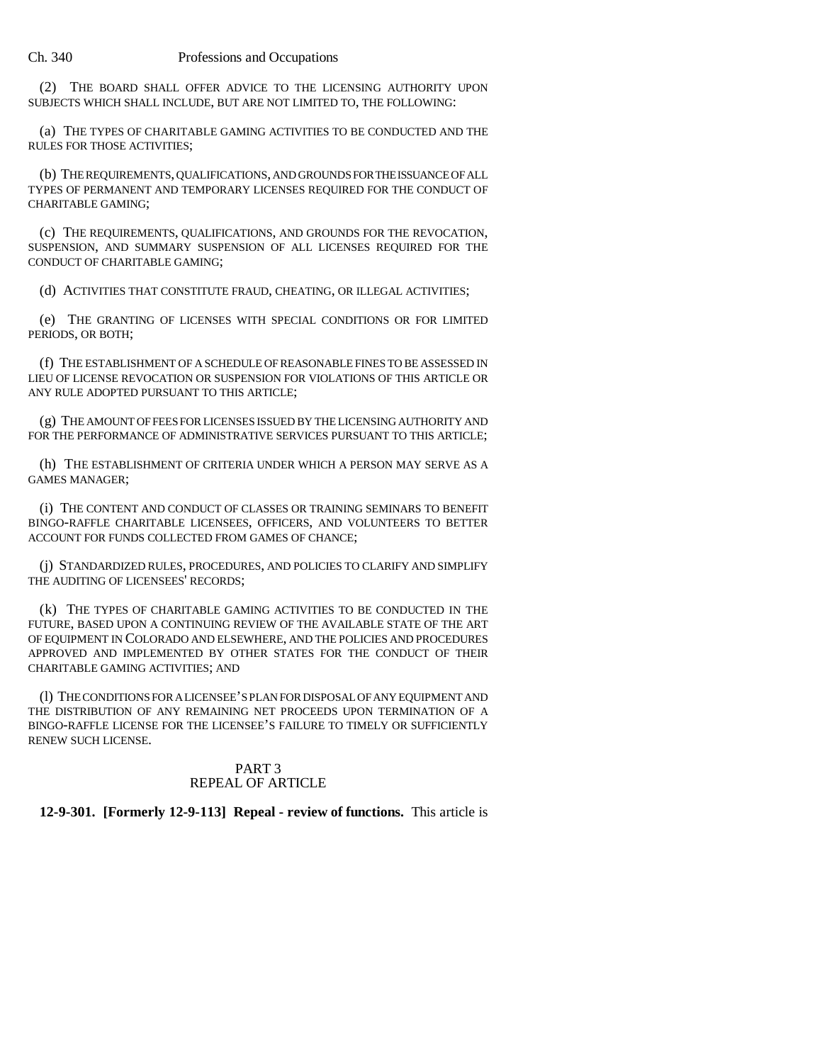(2) THE BOARD SHALL OFFER ADVICE TO THE LICENSING AUTHORITY UPON SUBJECTS WHICH SHALL INCLUDE, BUT ARE NOT LIMITED TO, THE FOLLOWING:

(a) THE TYPES OF CHARITABLE GAMING ACTIVITIES TO BE CONDUCTED AND THE RULES FOR THOSE ACTIVITIES;

(b) THE REQUIREMENTS, QUALIFICATIONS, AND GROUNDS FOR THE ISSUANCE OF ALL TYPES OF PERMANENT AND TEMPORARY LICENSES REQUIRED FOR THE CONDUCT OF CHARITABLE GAMING;

(c) THE REQUIREMENTS, QUALIFICATIONS, AND GROUNDS FOR THE REVOCATION, SUSPENSION, AND SUMMARY SUSPENSION OF ALL LICENSES REQUIRED FOR THE CONDUCT OF CHARITABLE GAMING;

(d) ACTIVITIES THAT CONSTITUTE FRAUD, CHEATING, OR ILLEGAL ACTIVITIES;

(e) THE GRANTING OF LICENSES WITH SPECIAL CONDITIONS OR FOR LIMITED PERIODS, OR BOTH;

(f) THE ESTABLISHMENT OF A SCHEDULE OF REASONABLE FINES TO BE ASSESSED IN LIEU OF LICENSE REVOCATION OR SUSPENSION FOR VIOLATIONS OF THIS ARTICLE OR ANY RULE ADOPTED PURSUANT TO THIS ARTICLE;

(g) THE AMOUNT OF FEES FOR LICENSES ISSUED BY THE LICENSING AUTHORITY AND FOR THE PERFORMANCE OF ADMINISTRATIVE SERVICES PURSUANT TO THIS ARTICLE;

(h) THE ESTABLISHMENT OF CRITERIA UNDER WHICH A PERSON MAY SERVE AS A GAMES MANAGER;

(i) THE CONTENT AND CONDUCT OF CLASSES OR TRAINING SEMINARS TO BENEFIT BINGO-RAFFLE CHARITABLE LICENSEES, OFFICERS, AND VOLUNTEERS TO BETTER ACCOUNT FOR FUNDS COLLECTED FROM GAMES OF CHANCE;

(j) STANDARDIZED RULES, PROCEDURES, AND POLICIES TO CLARIFY AND SIMPLIFY THE AUDITING OF LICENSEES' RECORDS;

(k) THE TYPES OF CHARITABLE GAMING ACTIVITIES TO BE CONDUCTED IN THE FUTURE, BASED UPON A CONTINUING REVIEW OF THE AVAILABLE STATE OF THE ART OF EQUIPMENT IN COLORADO AND ELSEWHERE, AND THE POLICIES AND PROCEDURES APPROVED AND IMPLEMENTED BY OTHER STATES FOR THE CONDUCT OF THEIR CHARITABLE GAMING ACTIVITIES; AND

(l) THE CONDITIONS FOR A LICENSEE'S PLAN FOR DISPOSAL OF ANY EQUIPMENT AND THE DISTRIBUTION OF ANY REMAINING NET PROCEEDS UPON TERMINATION OF A BINGO-RAFFLE LICENSE FOR THE LICENSEE'S FAILURE TO TIMELY OR SUFFICIENTLY RENEW SUCH LICENSE.

## PART 3
## REPEAL OF ARTICLE

**12-9-301. [Formerly 12-9-113] Repeal - review of functions.** This article is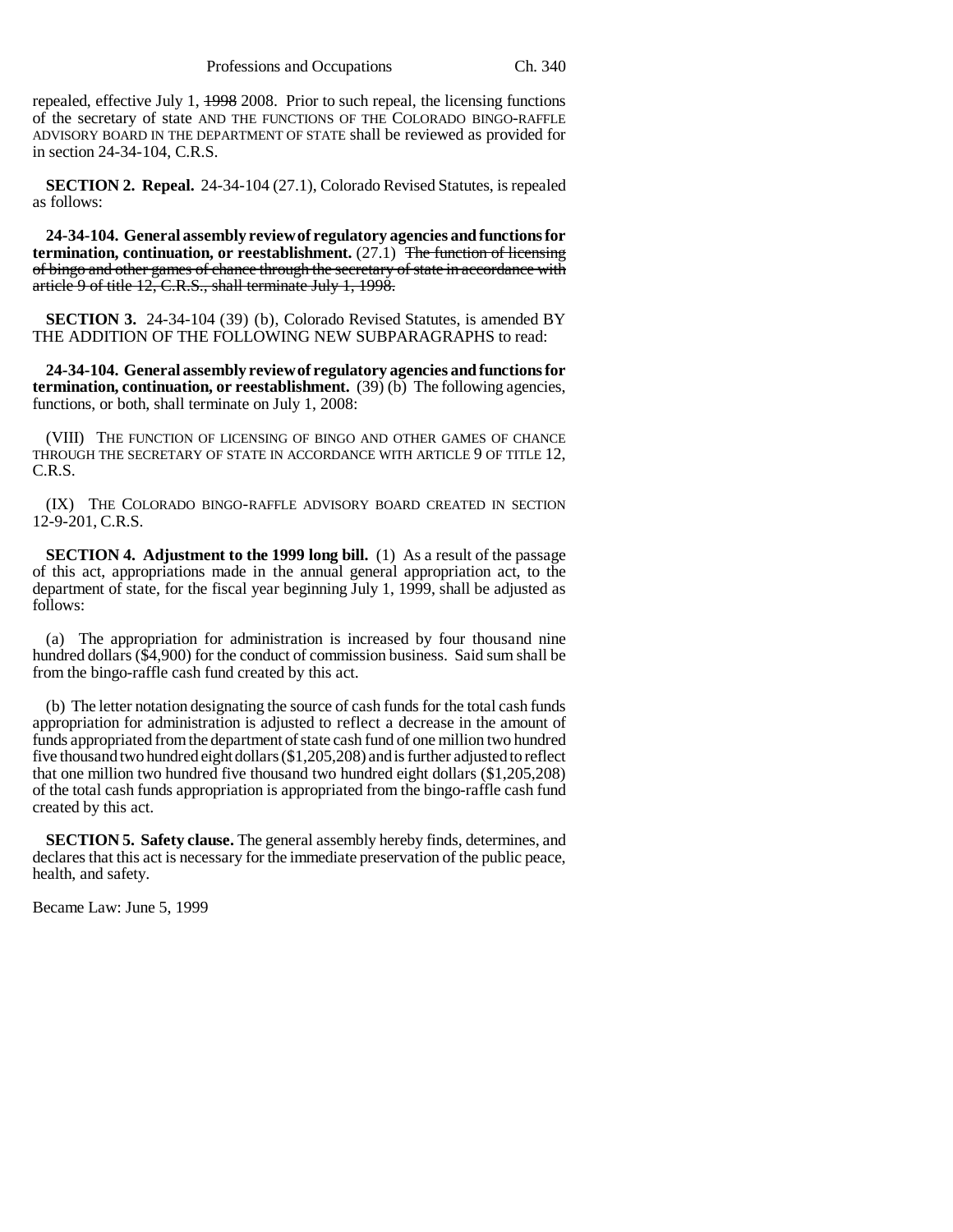repealed, effective July 1, ~~1998~~ 2008. Prior to such repeal, the licensing functions of the secretary of state AND THE FUNCTIONS OF THE COLORADO BINGO-RAFFLE ADVISORY BOARD IN THE DEPARTMENT OF STATE shall be reviewed as provided for in section 24-34-104, C.R.S.

**SECTION 2. Repeal.** 24-34-104 (27.1), Colorado Revised Statutes, is repealed as follows:

**24-34-104. General assembly review of regulatory agencies and functions for termination, continuation, or reestablishment.** (27.1) ~~The function of licensing of bingo and other games of chance through the secretary of state in accordance with article 9 of title 12, C.R.S., shall terminate July 1, 1998.~~

**SECTION 3.** 24-34-104 (39) (b), Colorado Revised Statutes, is amended BY THE ADDITION OF THE FOLLOWING NEW SUBPARAGRAPHS to read:

**24-34-104. General assembly review of regulatory agencies and functions for termination, continuation, or reestablishment.** (39) (b) The following agencies, functions, or both, shall terminate on July 1, 2008:

(VIII) THE FUNCTION OF LICENSING OF BINGO AND OTHER GAMES OF CHANCE THROUGH THE SECRETARY OF STATE IN ACCORDANCE WITH ARTICLE 9 OF TITLE 12, C.R.S.

(IX) THE COLORADO BINGO-RAFFLE ADVISORY BOARD CREATED IN SECTION 12-9-201, C.R.S.

**SECTION 4. Adjustment to the 1999 long bill.** (1) As a result of the passage of this act, appropriations made in the annual general appropriation act, to the department of state, for the fiscal year beginning July 1, 1999, shall be adjusted as follows:

(a) The appropriation for administration is increased by four thousand nine hundred dollars ($4,900) for the conduct of commission business. Said sum shall be from the bingo-raffle cash fund created by this act.

(b) The letter notation designating the source of cash funds for the total cash funds appropriation for administration is adjusted to reflect a decrease in the amount of funds appropriated from the department of state cash fund of one million two hundred five thousand two hundred eight dollars ($1,205,208) and is further adjusted to reflect that one million two hundred five thousand two hundred eight dollars ($1,205,208) of the total cash funds appropriation is appropriated from the bingo-raffle cash fund created by this act.

**SECTION 5. Safety clause.** The general assembly hereby finds, determines, and declares that this act is necessary for the immediate preservation of the public peace, health, and safety.

Became Law: June 5, 1999